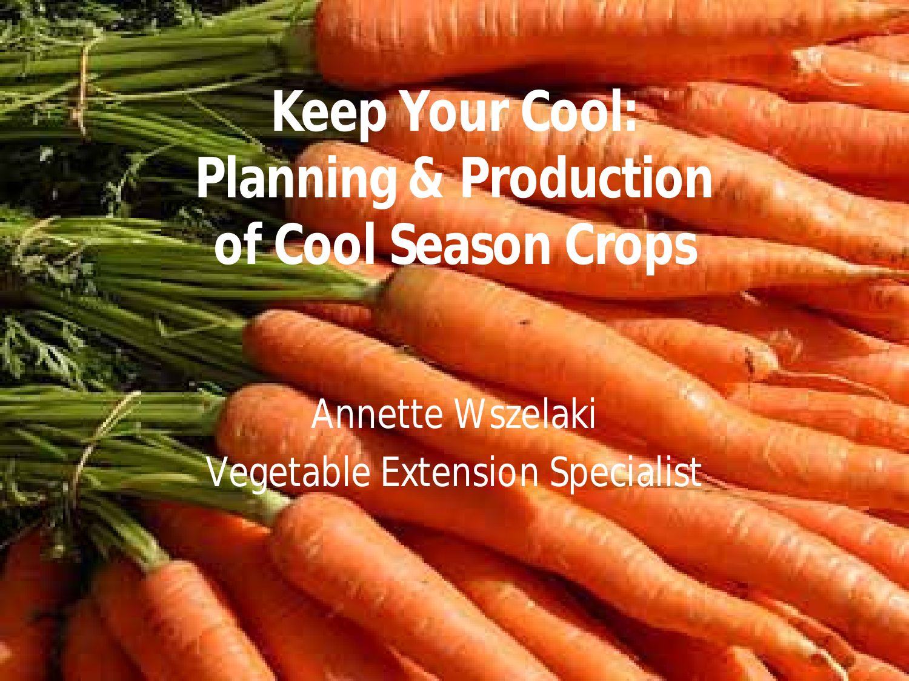# Keep Your Cool: Planning & Production of Cool Season Crops

Annette Wszelaki

Vegetable Extension Specialist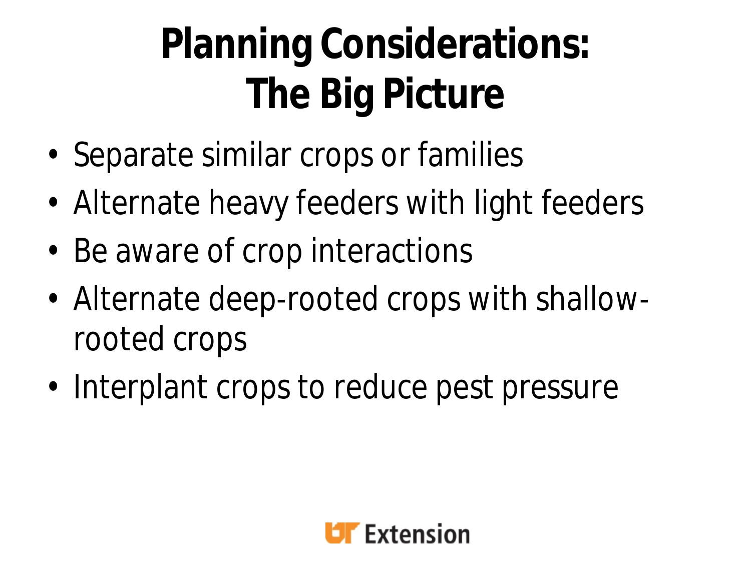# Planning Considerations: The Big Picture

- Separate similar crops or families
- Alternate heavy feeders with light feeders
- Be aware of crop interactions
- Alternate deep-rooted crops with shallow-rooted crops
- Interplant crops to reduce pest pressure

UT Extension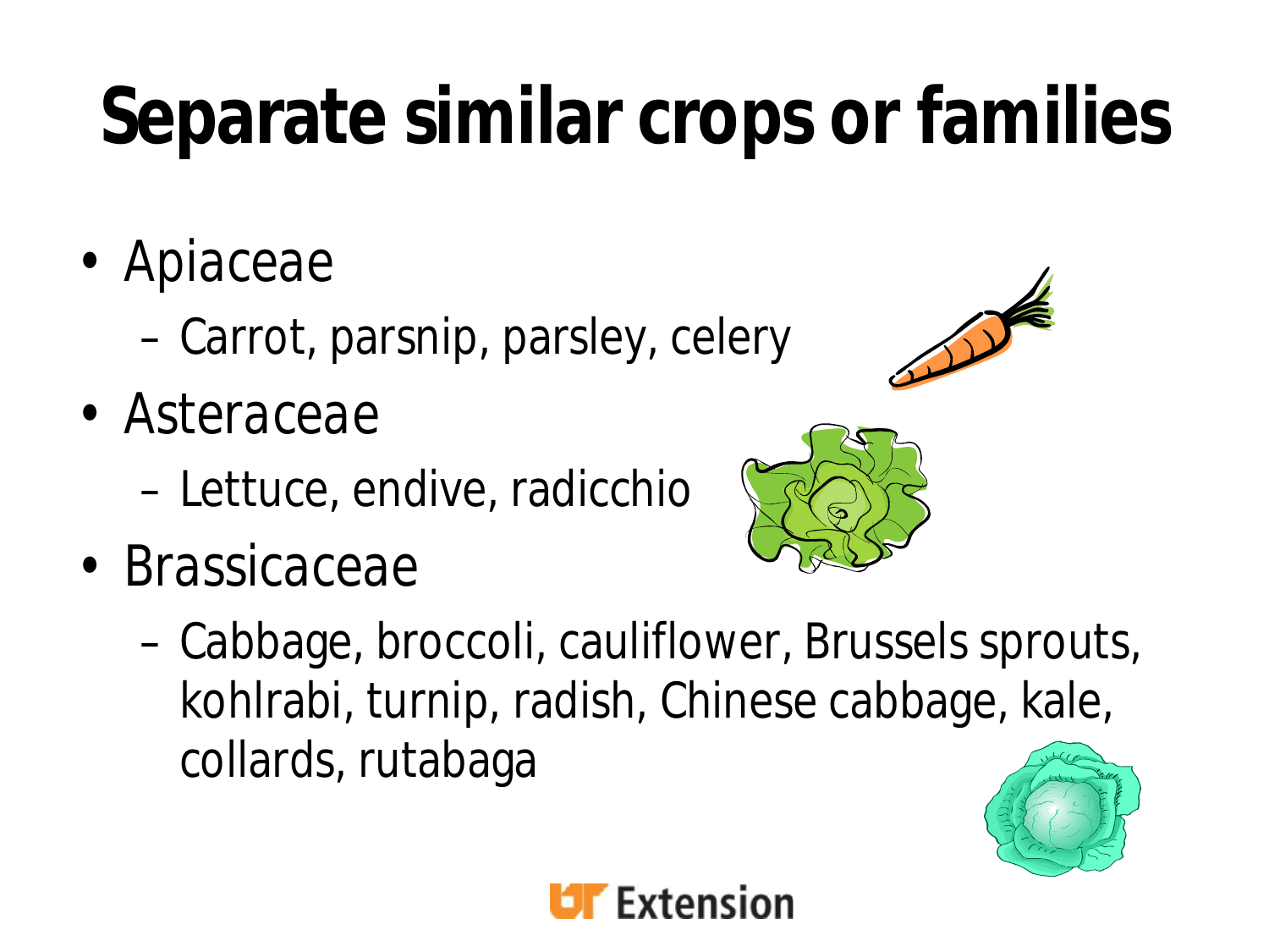# Separate similar crops or families

- Apiaceae
  - Carrot, parsnip, parsley, celery
- Asteraceae
  - Lettuce, endive, radicchio
- Brassicaceae
  - Cabbage, broccoli, cauliflower, Brussels sprouts, kohlrabi, turnip, radish, Chinese cabbage, kale, collards, rutabaga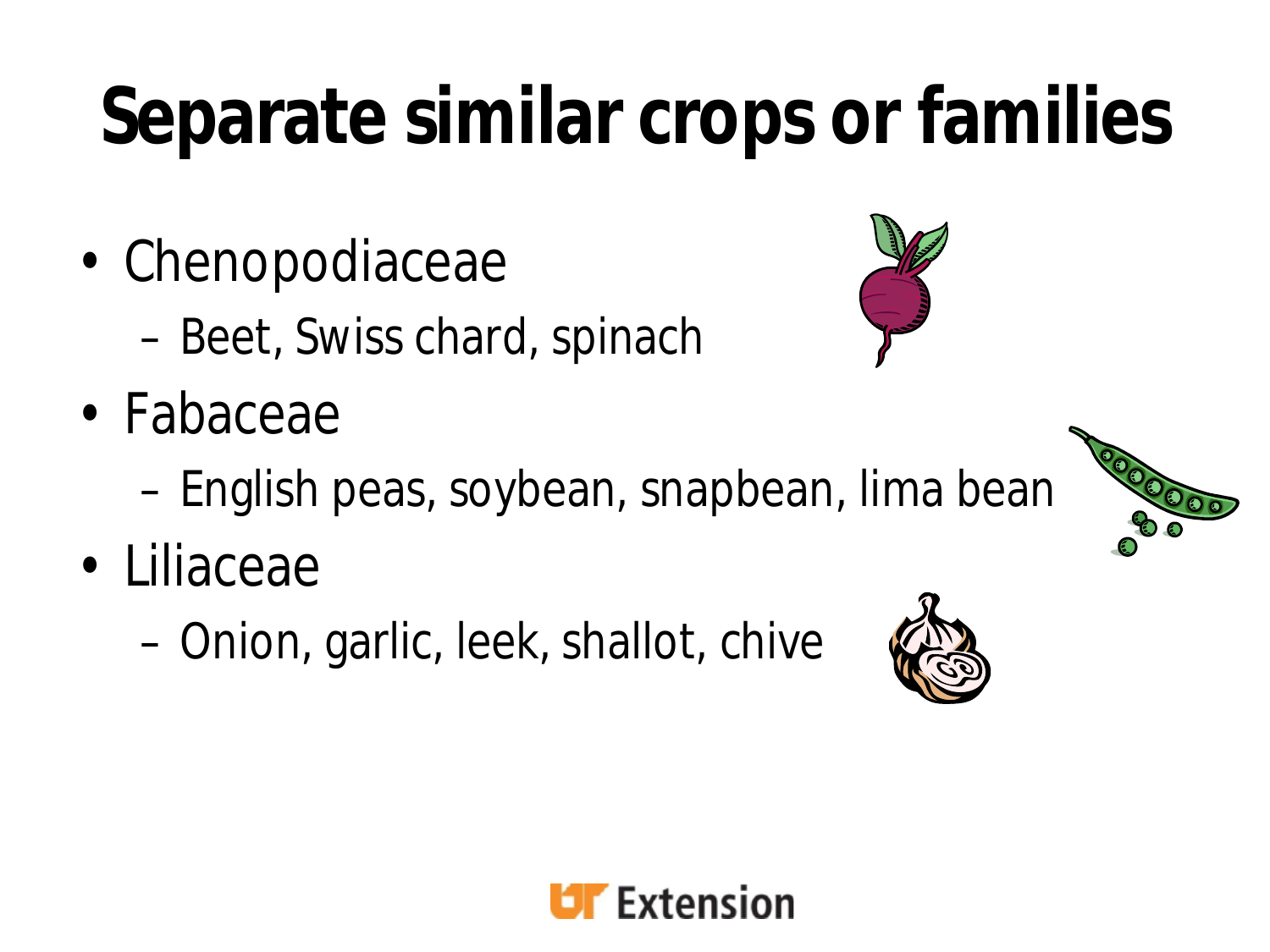# Separate similar crops or families

- Chenopodiaceae
  - Beet, Swiss chard, spinach
- Fabaceae
  - English peas, soybean, snapbean, lima bean
- Liliaceae
  - Onion, garlic, leek, shallot, chive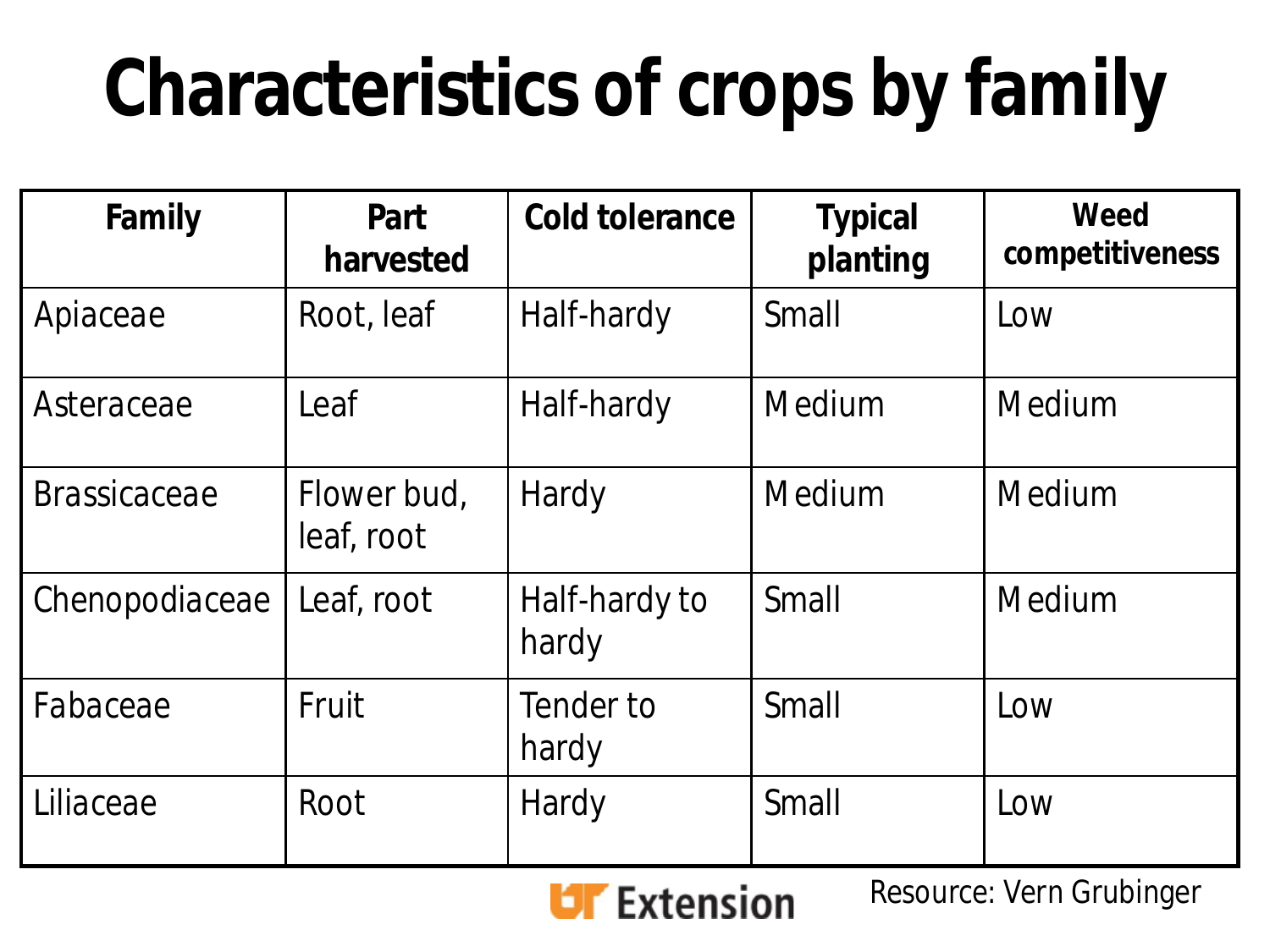# Characteristics of crops by family

| Family | Part harvested | Cold tolerance | Typical planting | Weed competitiveness |
|---|---|---|---|---|
| Apiaceae | Root, leaf | Half-hardy | Small | Low |
| Asteraceae | Leaf | Half-hardy | Medium | Medium |
| Brassicaceae | Flower bud, leaf, root | Hardy | Medium | Medium |
| Chenopodiaceae | Leaf, root | Half-hardy to hardy | Small | Medium |
| Fabaceae | Fruit | Tender to hardy | Small | Low |
| Liliaceae | Root | Hardy | Small | Low |

UT Extension

Resource: Vern Grubinger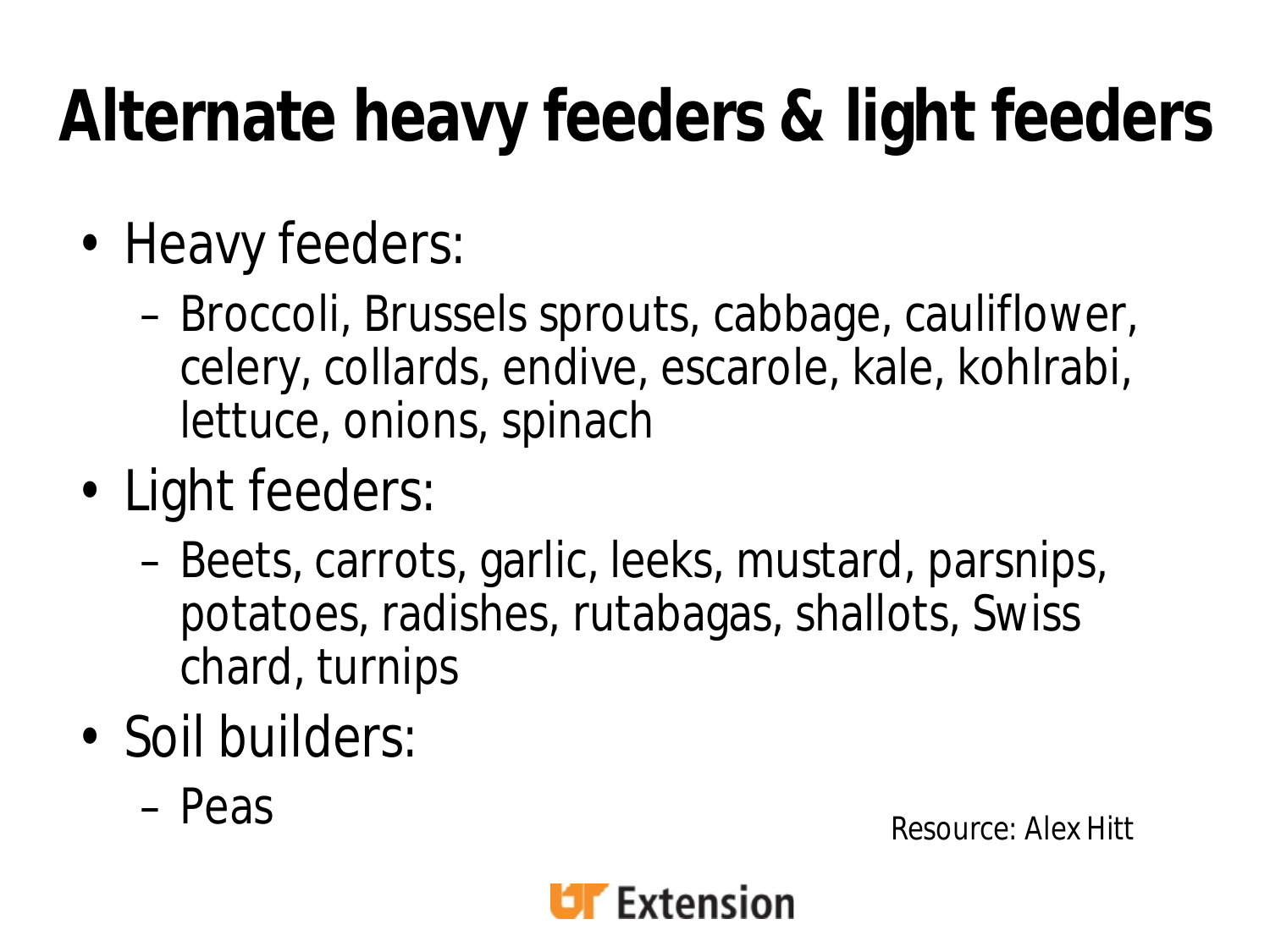# Alternate heavy feeders & light feeders

- Heavy feeders:
  - Broccoli, Brussels sprouts, cabbage, cauliflower, celery, collards, endive, escarole, kale, kohlrabi, lettuce, onions, spinach
- Light feeders:
  - Beets, carrots, garlic, leeks, mustard, parsnips, potatoes, radishes, rutabagas, shallots, Swiss chard, turnips
- Soil builders:
  - Peas

Resource: Alex Hitt

UT Extension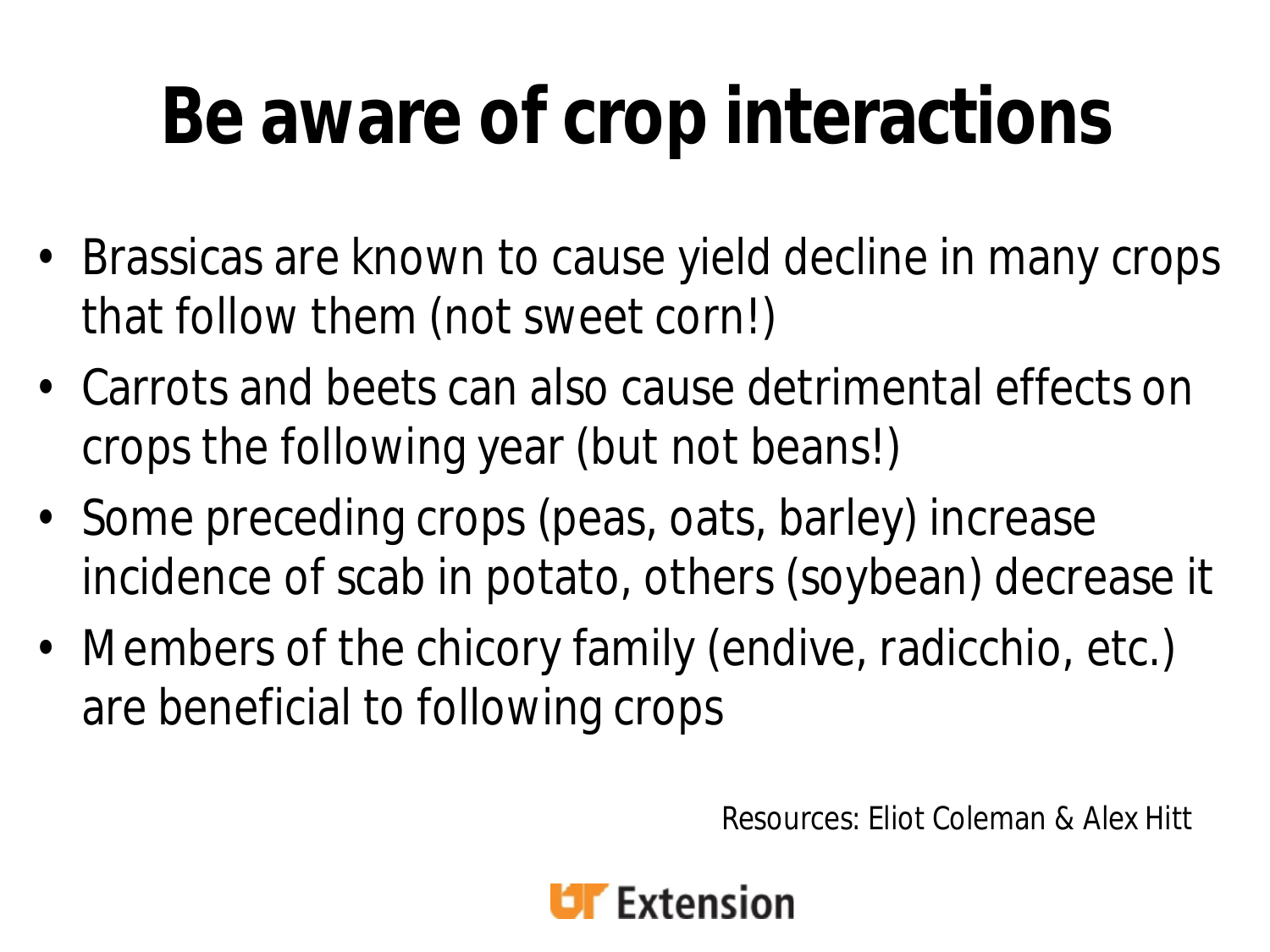# Be aware of crop interactions

- Brassicas are known to cause yield decline in many crops that follow them (not sweet corn!)
- Carrots and beets can also cause detrimental effects on crops the following year (but not beans!)
- Some preceding crops (peas, oats, barley) increase incidence of scab in potato, others (soybean) decrease it
- Members of the chicory family (endive, radicchio, etc.) are beneficial to following crops

Resources: Eliot Coleman & Alex Hitt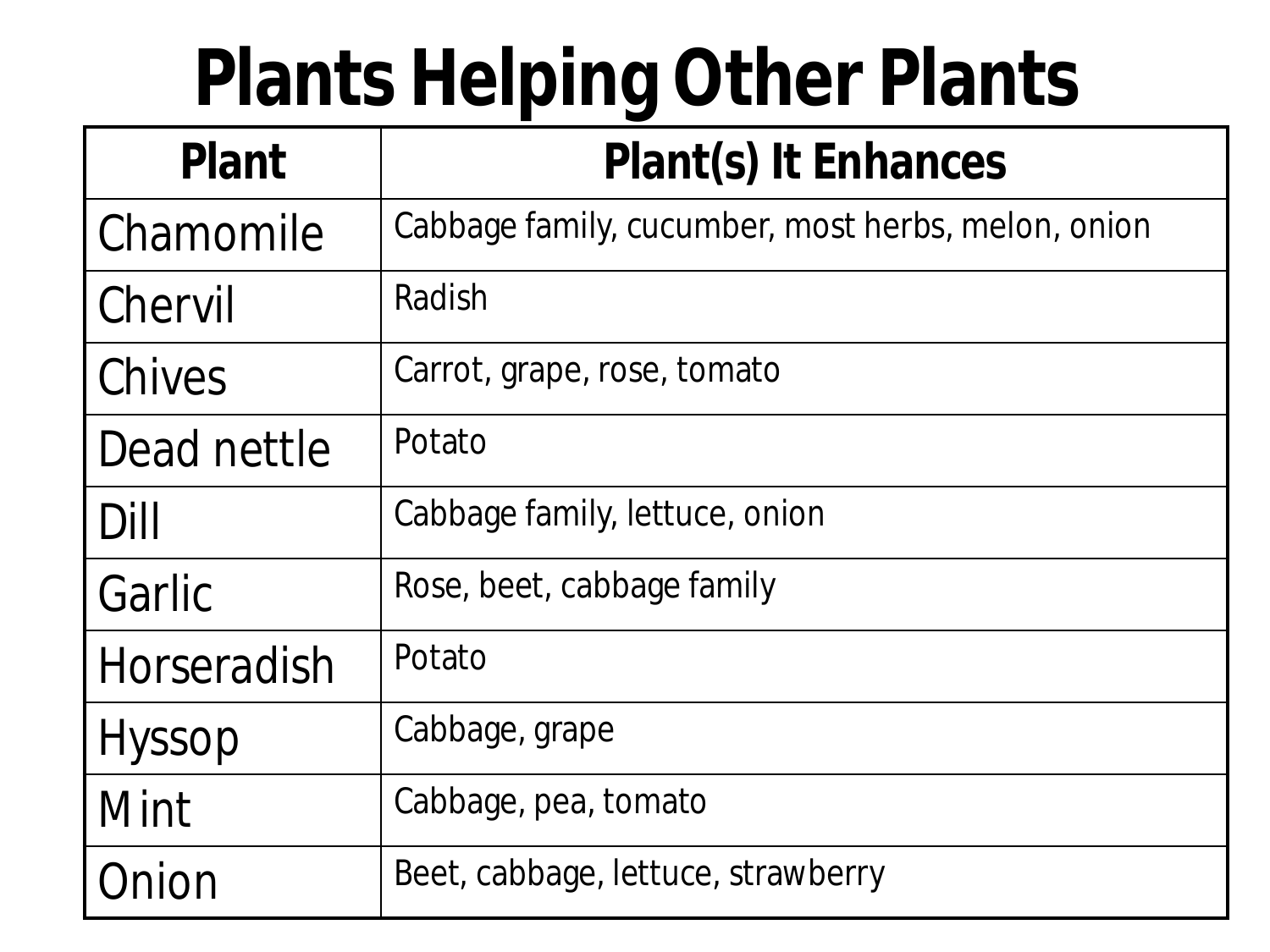# Plants Helping Other Plants

| Plant | Plant(s) It Enhances |
|---|---|
| Chamomile | Cabbage family, cucumber, most herbs, melon, onion |
| Chervil | Radish |
| Chives | Carrot, grape, rose, tomato |
| Dead nettle | Potato |
| Dill | Cabbage family, lettuce, onion |
| Garlic | Rose, beet, cabbage family |
| Horseradish | Potato |
| Hyssop | Cabbage, grape |
| Mint | Cabbage, pea, tomato |
| Onion | Beet, cabbage, lettuce, strawberry |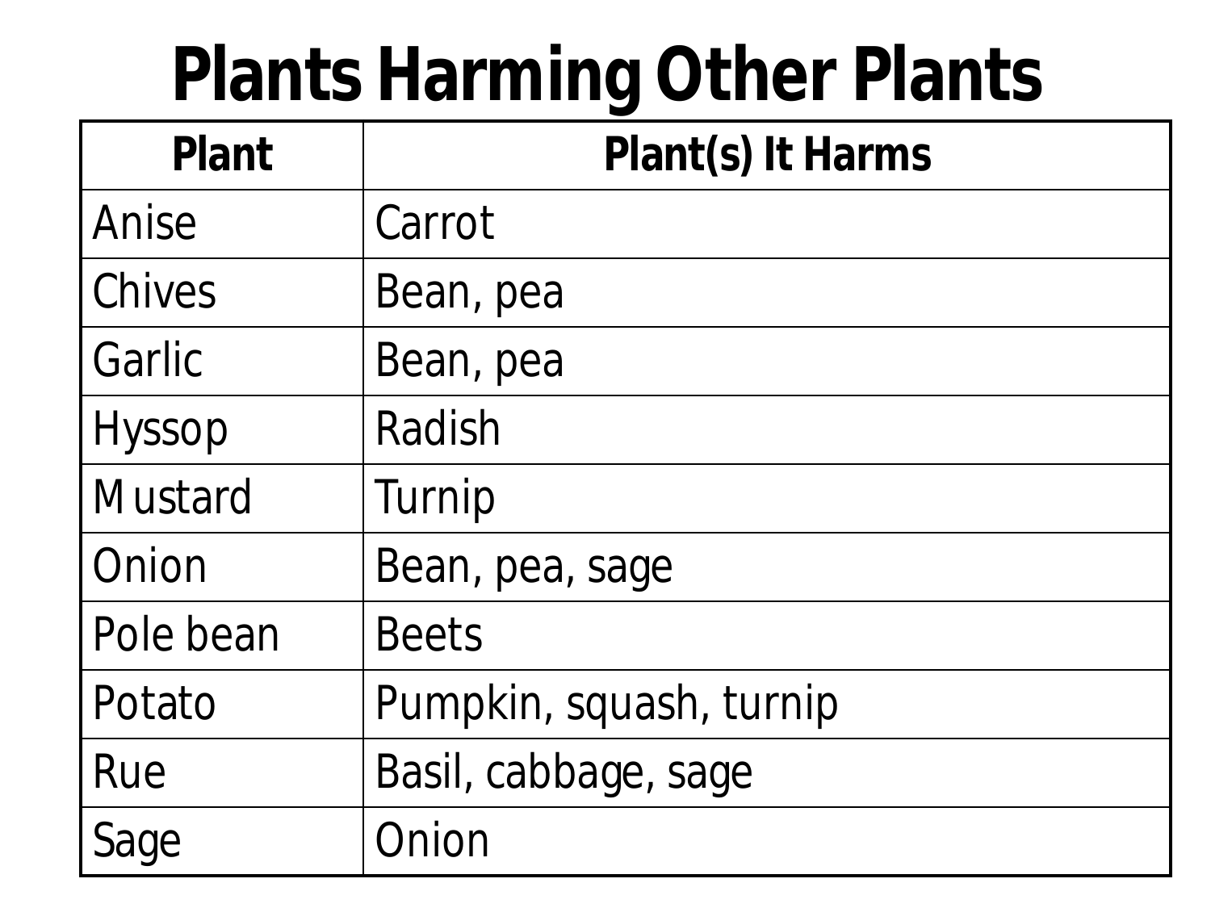# Plants Harming Other Plants

| Plant | Plant(s) It Harms |
|---|---|
| Anise | Carrot |
| Chives | Bean, pea |
| Garlic | Bean, pea |
| Hyssop | Radish |
| Mustard | Turnip |
| Onion | Bean, pea, sage |
| Pole bean | Beets |
| Potato | Pumpkin, squash, turnip |
| Rue | Basil, cabbage, sage |
| Sage | Onion |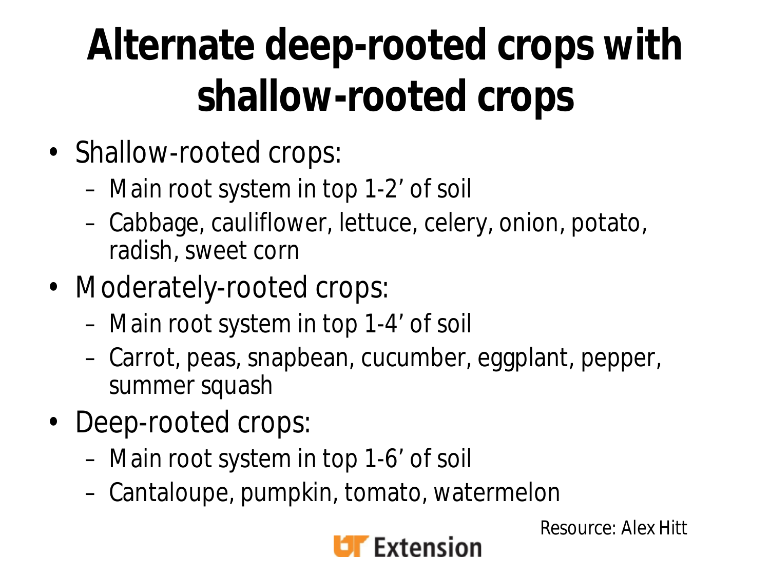# Alternate deep-rooted crops with shallow-rooted crops

- Shallow-rooted crops:
  - Main root system in top 1-2’ of soil
  - Cabbage, cauliflower, lettuce, celery, onion, potato, radish, sweet corn
- Moderately-rooted crops:
  - Main root system in top 1-4’ of soil
  - Carrot, peas, snapbean, cucumber, eggplant, pepper, summer squash
- Deep-rooted crops:
  - Main root system in top 1-6’ of soil
  - Cantaloupe, pumpkin, tomato, watermelon

Resource: Alex Hitt

UT Extension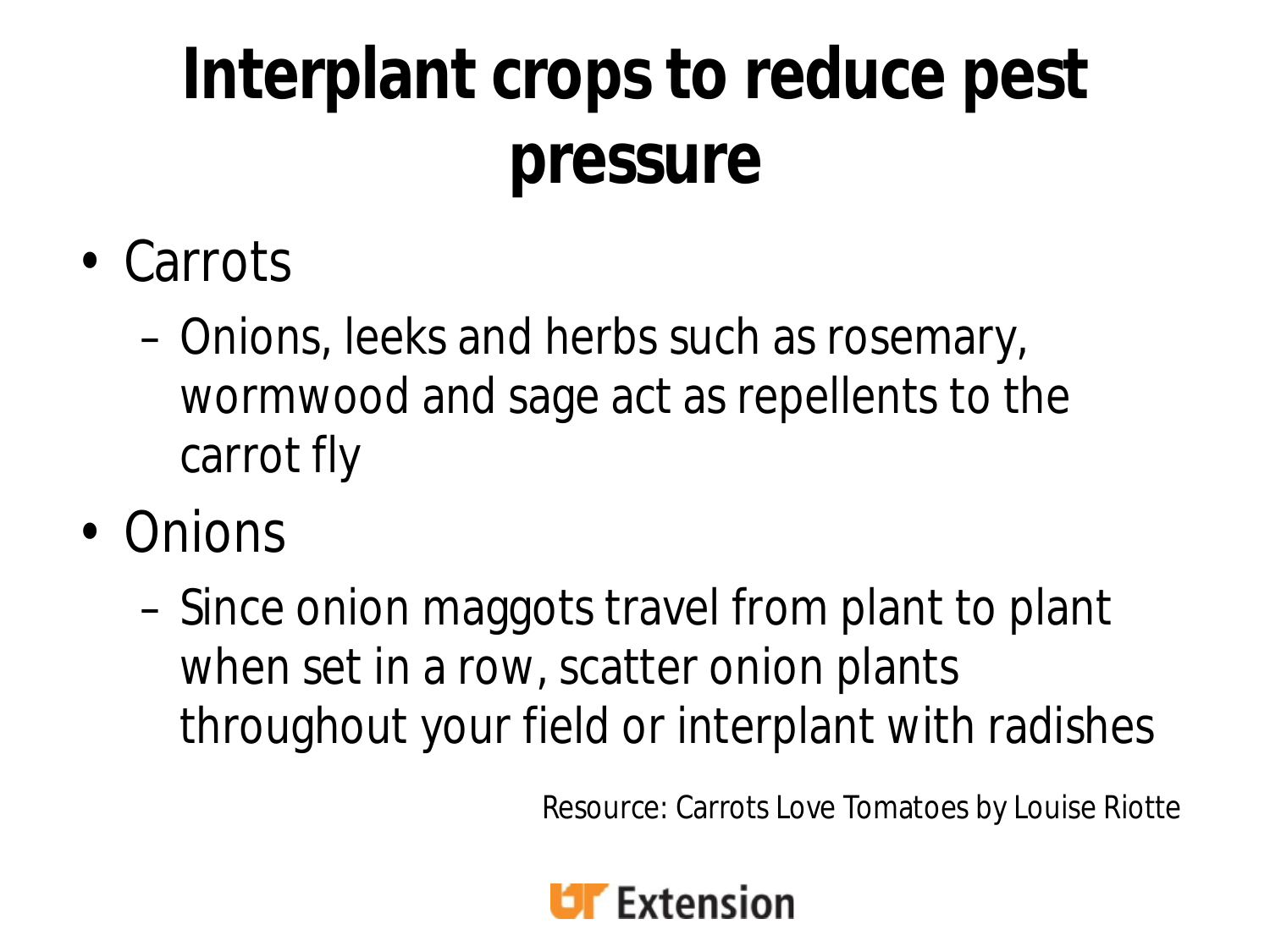# Interplant crops to reduce pest pressure

- Carrots
  - Onions, leeks and herbs such as rosemary, wormwood and sage act as repellents to the carrot fly
- Onions
  - Since onion maggots travel from plant to plant when set in a row, scatter onion plants throughout your field or interplant with radishes

Resource: Carrots Love Tomatoes by Louise Riotte

UT Extension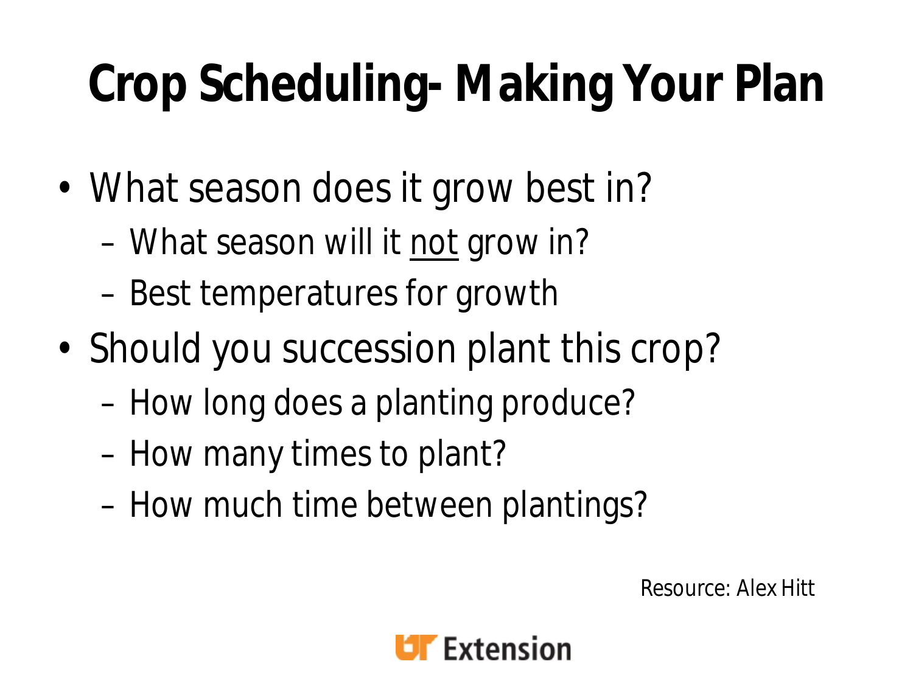# Crop Scheduling- Making Your Plan

- What season does it grow best in?
  - What season will it <u>not</u> grow in?
  - Best temperatures for growth
- Should you succession plant this crop?
  - How long does a planting produce?
  - How many times to plant?
  - How much time between plantings?

Resource: Alex Hitt

UT Extension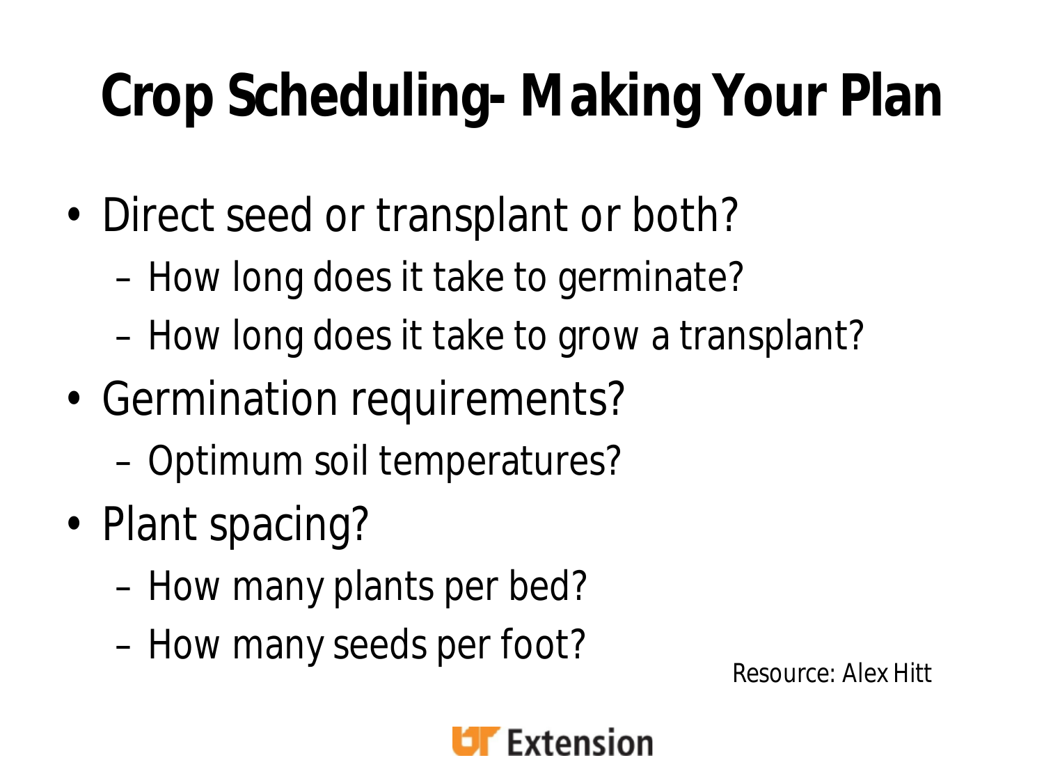# Crop Scheduling- Making Your Plan

- Direct seed or transplant or both?
  - How long does it take to germinate?
  - How long does it take to grow a transplant?
- Germination requirements?
  - Optimum soil temperatures?
- Plant spacing?
  - How many plants per bed?
  - How many seeds per foot?

Resource: Alex Hitt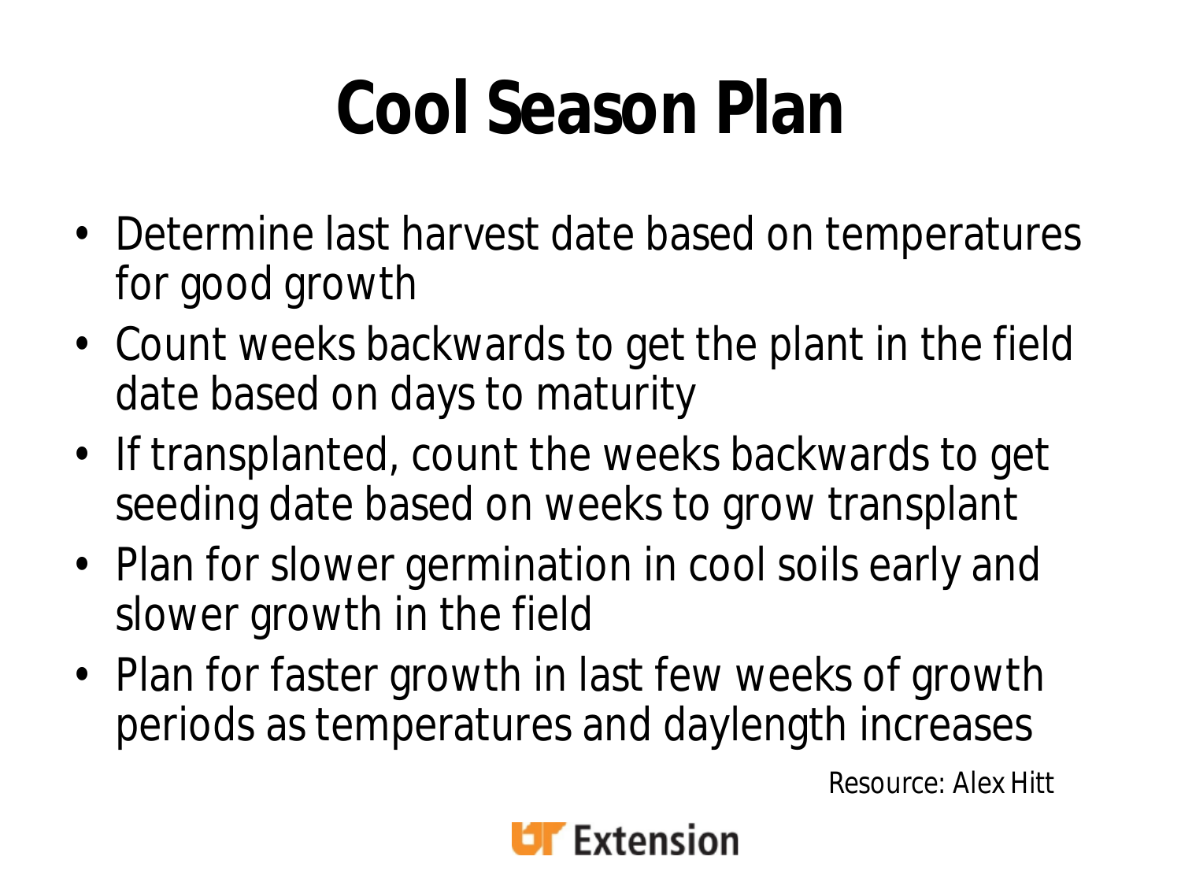# Cool Season Plan

- Determine last harvest date based on temperatures for good growth
- Count weeks backwards to get the plant in the field date based on days to maturity
- If transplanted, count the weeks backwards to get seeding date based on weeks to grow transplant
- Plan for slower germination in cool soils early and slower growth in the field
- Plan for faster growth in last few weeks of growth periods as temperatures and daylength increases

Resource: Alex Hitt

UT Extension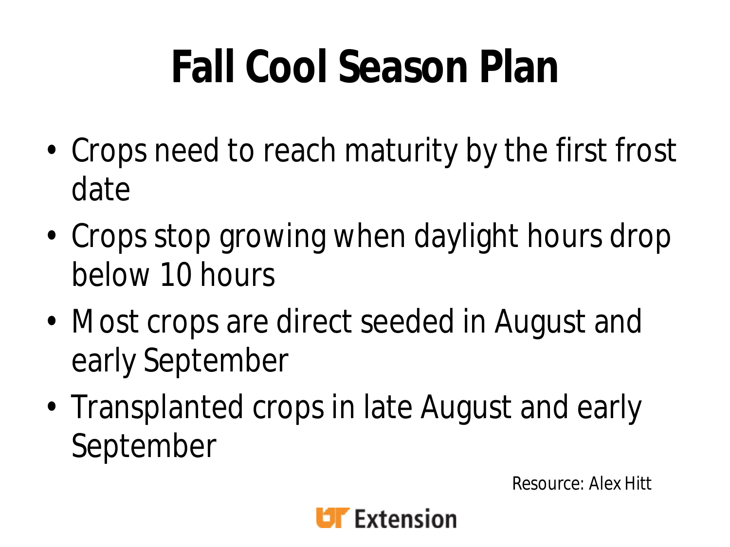# Fall Cool Season Plan

- Crops need to reach maturity by the first frost date
- Crops stop growing when daylight hours drop below 10 hours
- Most crops are direct seeded in August and early September
- Transplanted crops in late August and early September

Resource: Alex Hitt

UT Extension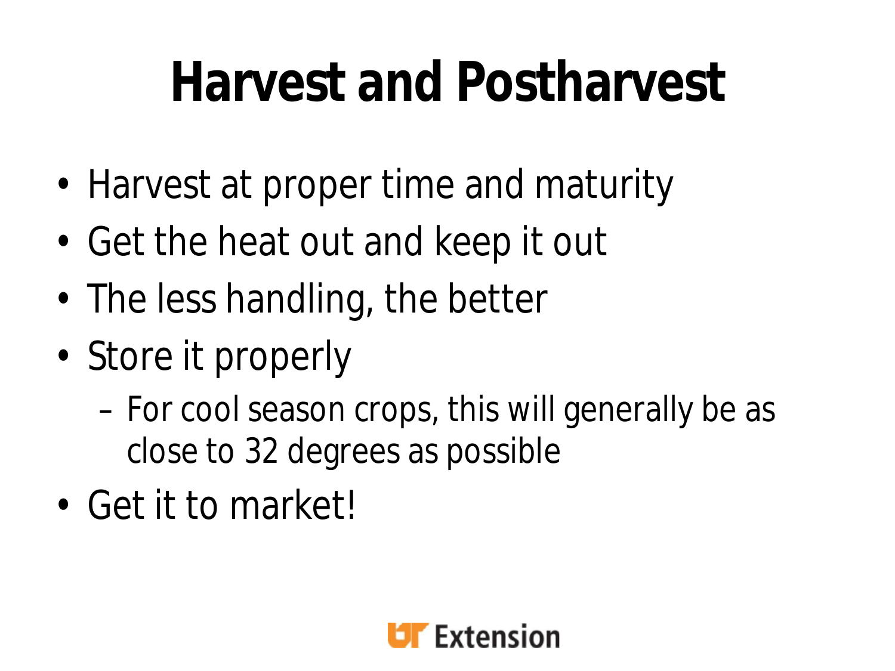# Harvest and Postharvest

- Harvest at proper time and maturity
- Get the heat out and keep it out
- The less handling, the better
- Store it properly
  - For cool season crops, this will generally be as close to 32 degrees as possible
- Get it to market!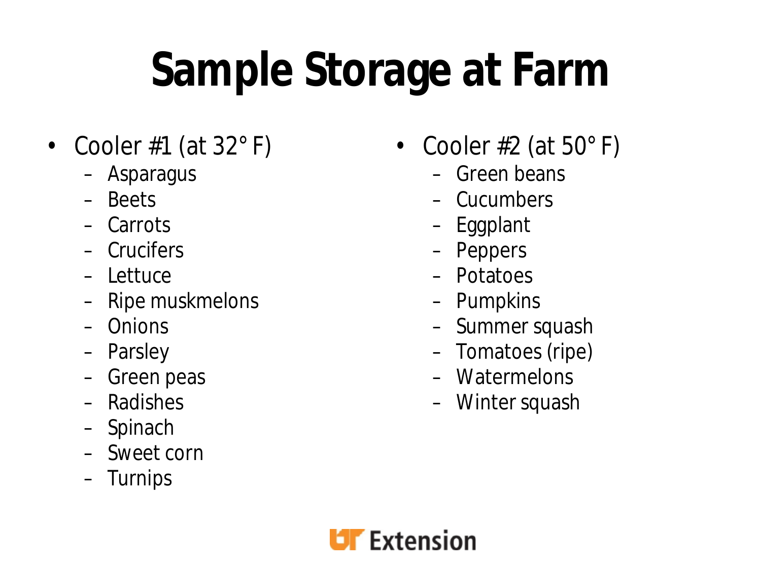# Sample Storage at Farm

- Cooler #1 (at 32° F)
  - Asparagus
  - Beets
  - Carrots
  - Crucifers
  - Lettuce
  - Ripe muskmelons
  - Onions
  - Parsley
  - Green peas
  - Radishes
  - Spinach
  - Sweet corn
  - Turnips

- Cooler #2 (at 50° F)
  - Green beans
  - Cucumbers
  - Eggplant
  - Peppers
  - Potatoes
  - Pumpkins
  - Summer squash
  - Tomatoes (ripe)
  - Watermelons
  - Winter squash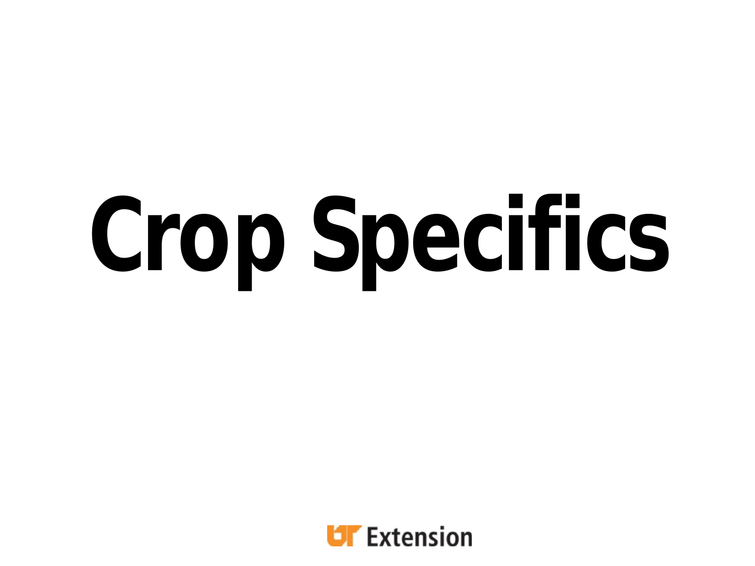# Crop Specifics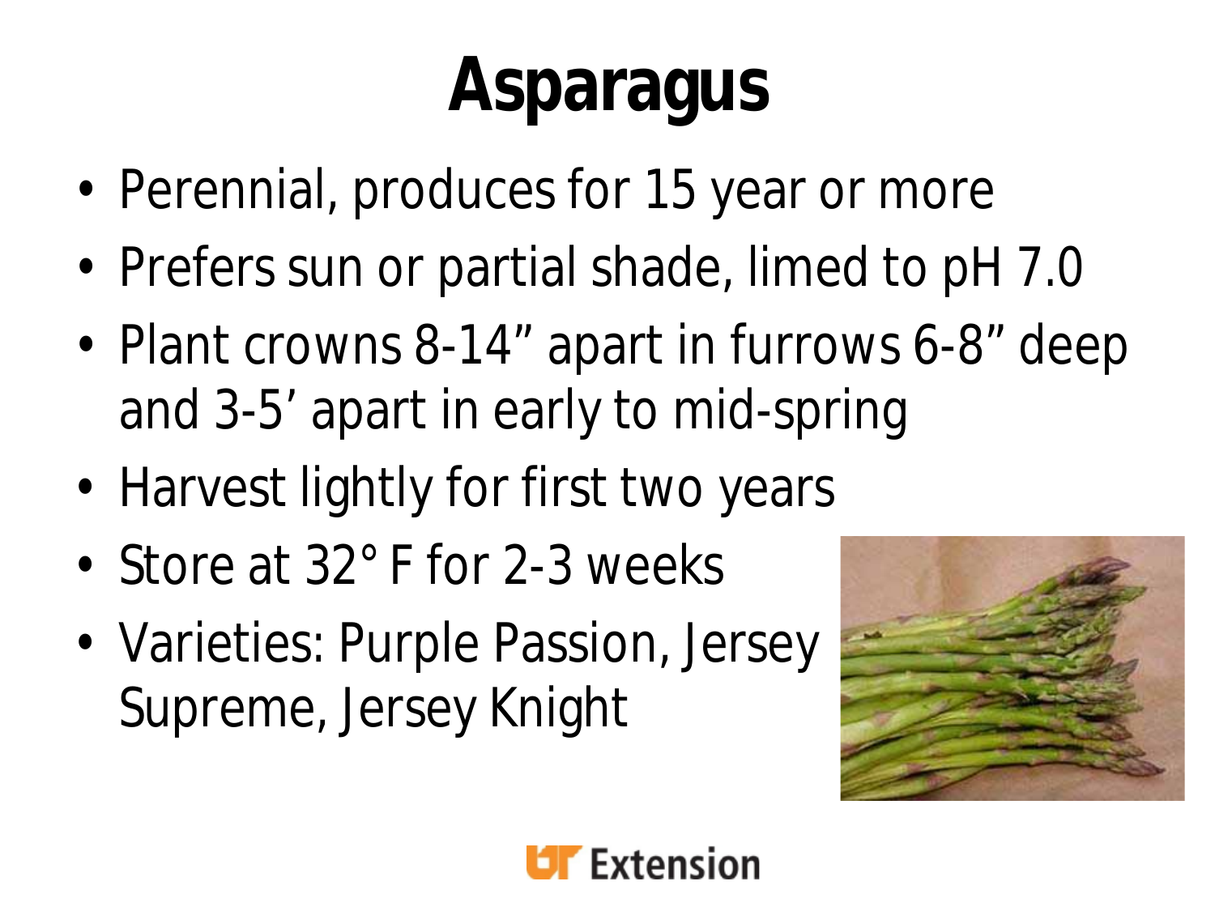# Asparagus

- Perennial, produces for 15 year or more
- Prefers sun or partial shade, limed to pH 7.0
- Plant crowns 8-14” apart in furrows 6-8” deep and 3-5’ apart in early to mid-spring
- Harvest lightly for first two years
- Store at 32° F for 2-3 weeks
- Varieties: Purple Passion, Jersey Supreme, Jersey Knight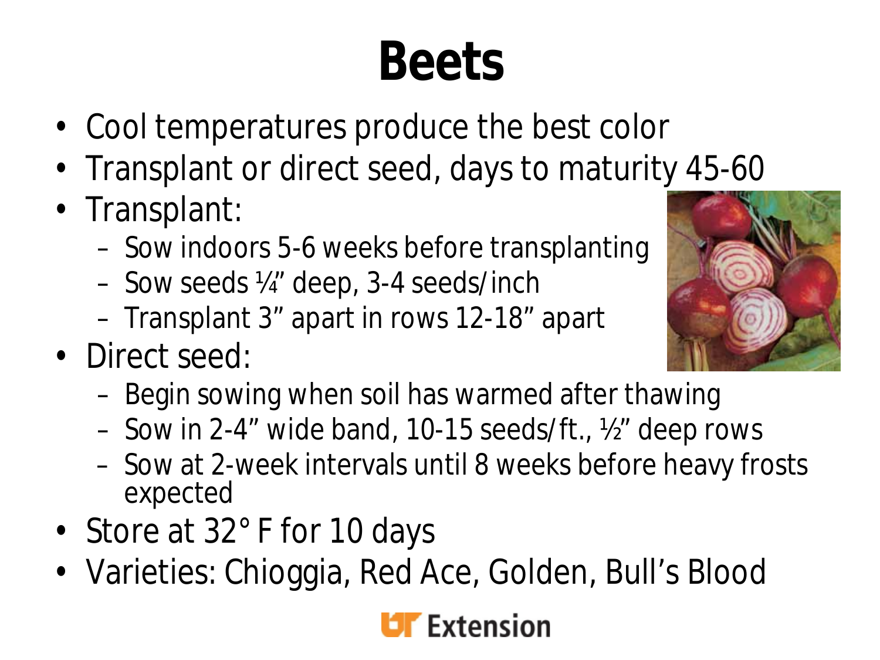# Beets

- Cool temperatures produce the best color
- Transplant or direct seed, days to maturity 45-60
- Transplant:
  - Sow indoors 5-6 weeks before transplanting
  - Sow seeds ¼" deep, 3-4 seeds/inch
  - Transplant 3" apart in rows 12-18" apart
- Direct seed:
  - Begin sowing when soil has warmed after thawing
  - Sow in 2-4" wide band, 10-15 seeds/ft., ½" deep rows
  - Sow at 2-week intervals until 8 weeks before heavy frosts expected
- Store at 32° F for 10 days
- Varieties: Chioggia, Red Ace, Golden, Bull's Blood

UT Extension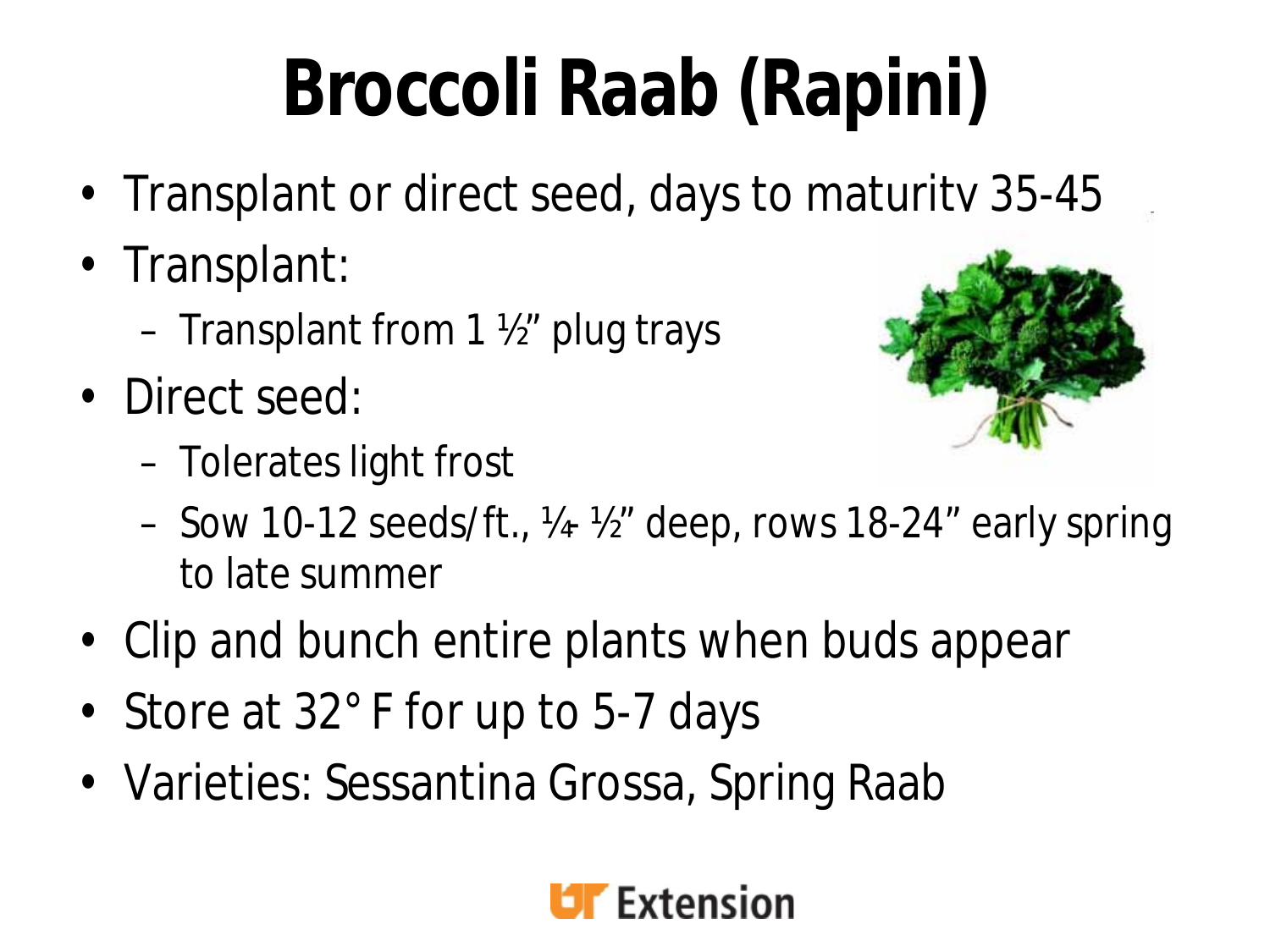# Broccoli Raab (Rapini)

- Transplant or direct seed, days to maturity 35-45
- Transplant:
  - Transplant from 1 ½" plug trays
- Direct seed:
  - Tolerates light frost
  - Sow 10-12 seeds/ft., ¼-½" deep, rows 18-24" early spring to late summer
- Clip and bunch entire plants when buds appear
- Store at 32° F for up to 5-7 days
- Varieties: Sessantina Grossa, Spring Raab

UT Extension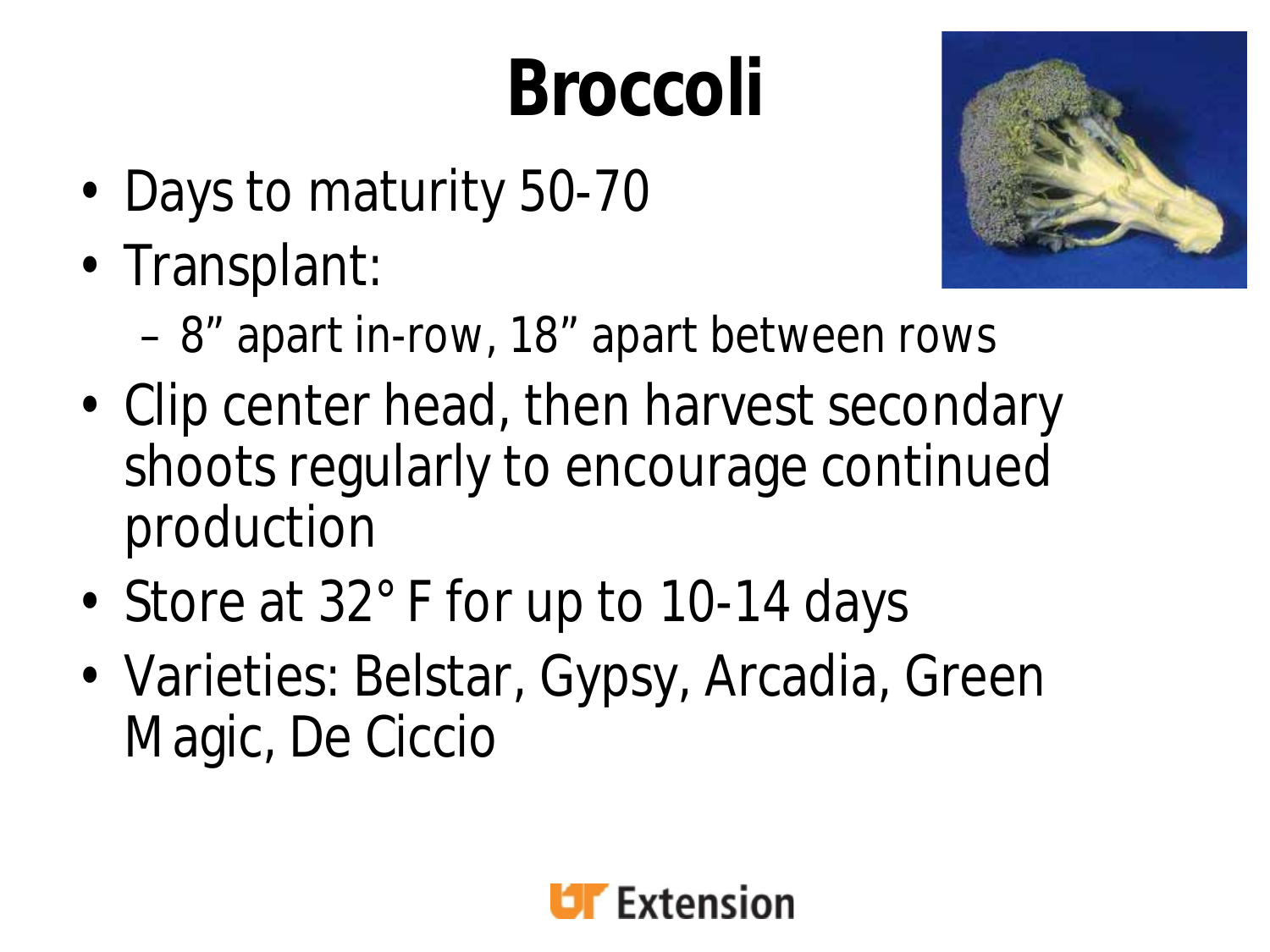# Broccoli

- Days to maturity 50-70
- Transplant:
  - 8" apart in-row, 18" apart between rows
- Clip center head, then harvest secondary shoots regularly to encourage continued production
- Store at 32° F for up to 10-14 days
- Varieties: Belstar, Gypsy, Arcadia, Green Magic, De Ciccio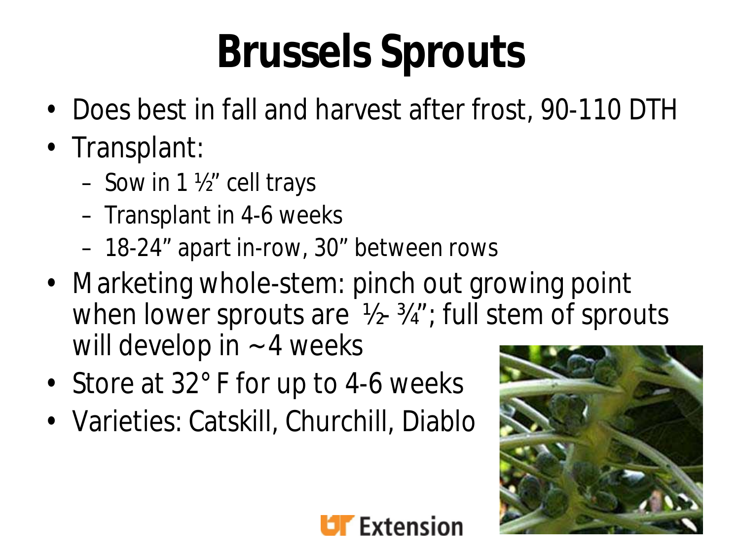# Brussels Sprouts

- Does best in fall and harvest after frost, 90-110 DTH
- Transplant:
  - Sow in 1 ½" cell trays
  - Transplant in 4-6 weeks
  - 18-24" apart in-row, 30" between rows
- Marketing whole-stem: pinch out growing point when lower sprouts are ½- ¾"; full stem of sprouts will develop in ~4 weeks
- Store at 32° F for up to 4-6 weeks
- Varieties: Catskill, Churchill, Diablo

UT Extension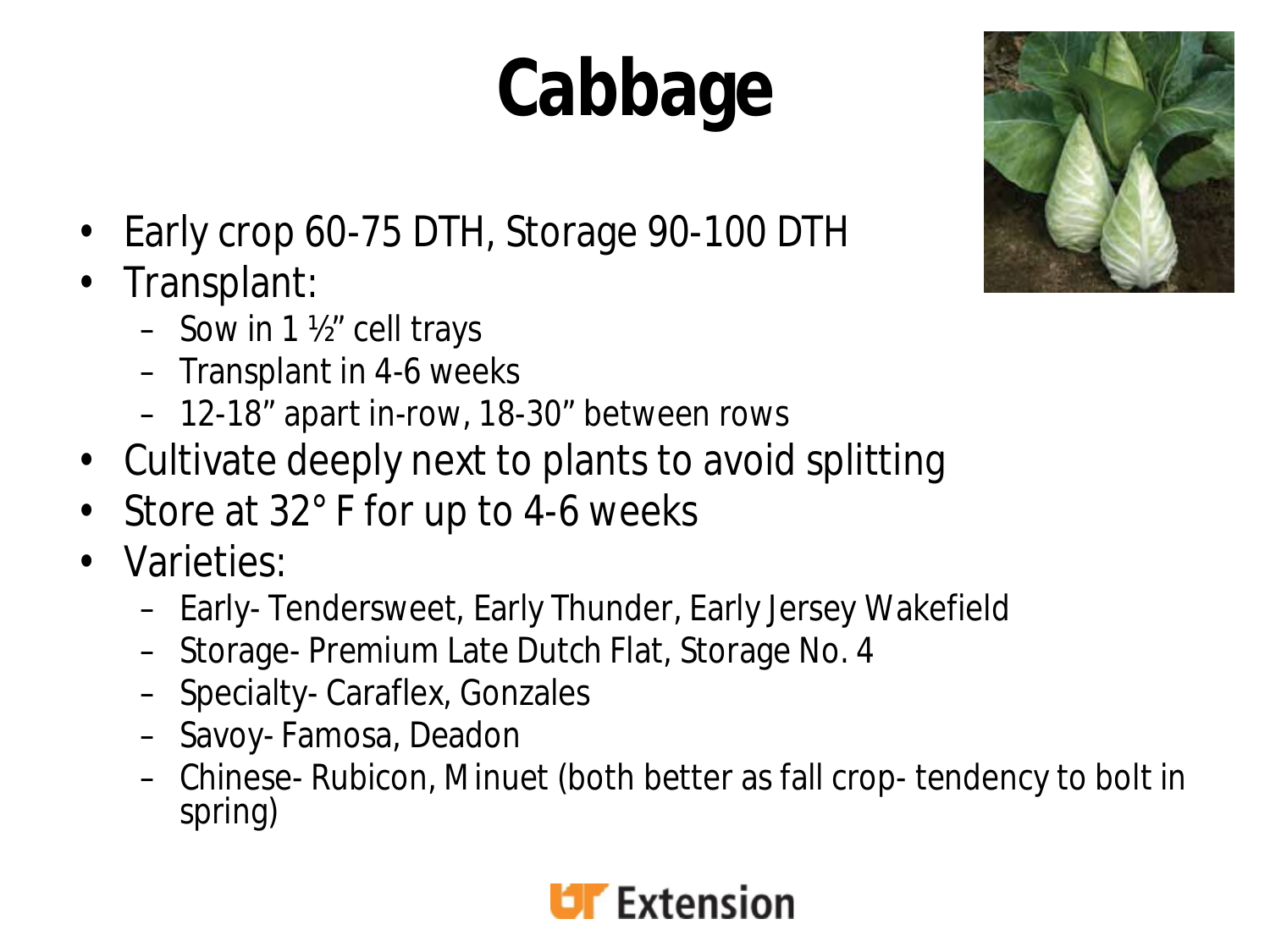# Cabbage

- Early crop 60-75 DTH, Storage 90-100 DTH
- Transplant:
  - Sow in 1 ½" cell trays
  - Transplant in 4-6 weeks
  - 12-18" apart in-row, 18-30" between rows
- Cultivate deeply next to plants to avoid splitting
- Store at 32° F for up to 4-6 weeks
- Varieties:
  - Early- Tendersweet, Early Thunder, Early Jersey Wakefield
  - Storage- Premium Late Dutch Flat, Storage No. 4
  - Specialty- Caraflex, Gonzales
  - Savoy- Famosa, Deadon
  - Chinese- Rubicon, Minuet (both better as fall crop- tendency to bolt in spring)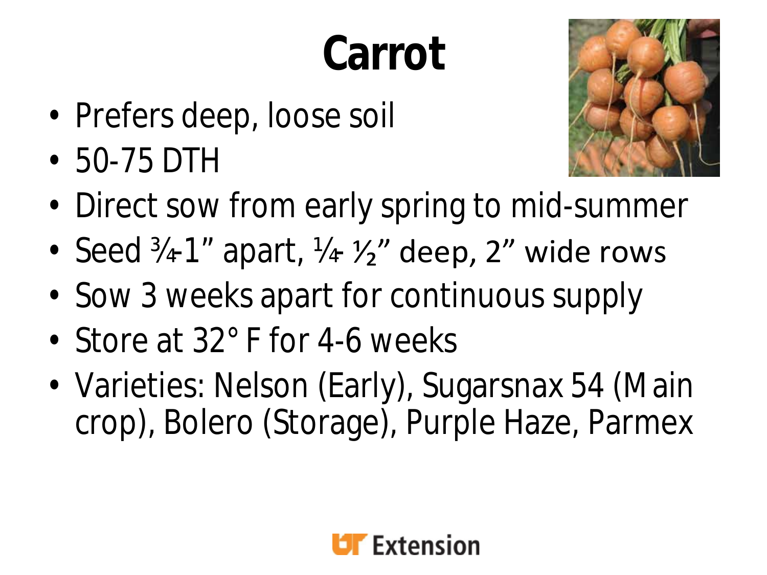# Carrot

- Prefers deep, loose soil
- 50-75 DTH
- Direct sow from early spring to mid-summer
- Seed ¾-1" apart, ¼-½" deep, 2" wide rows
- Sow 3 weeks apart for continuous supply
- Store at 32° F for 4-6 weeks
- Varieties: Nelson (Early), Sugarsnax 54 (Main crop), Bolero (Storage), Purple Haze, Parmex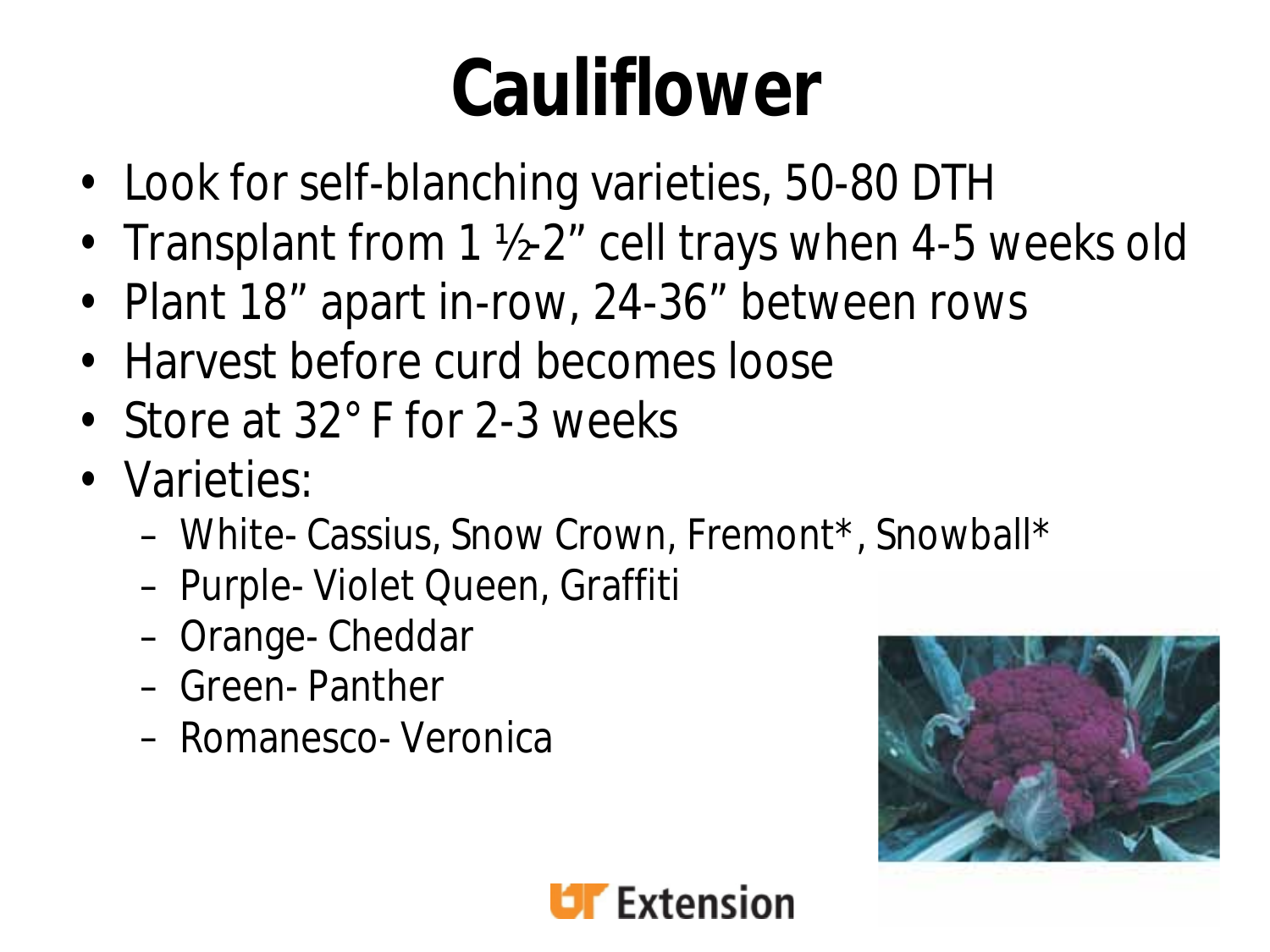# Cauliflower

- Look for self-blanching varieties, 50-80 DTH
- Transplant from 1 ½-2" cell trays when 4-5 weeks old
- Plant 18" apart in-row, 24-36" between rows
- Harvest before curd becomes loose
- Store at 32° F for 2-3 weeks
- Varieties:
  - White- Cassius, Snow Crown, Fremont*, Snowball*
  - Purple- Violet Queen, Graffiti
  - Orange- Cheddar
  - Green- Panther
  - Romanesco- Veronica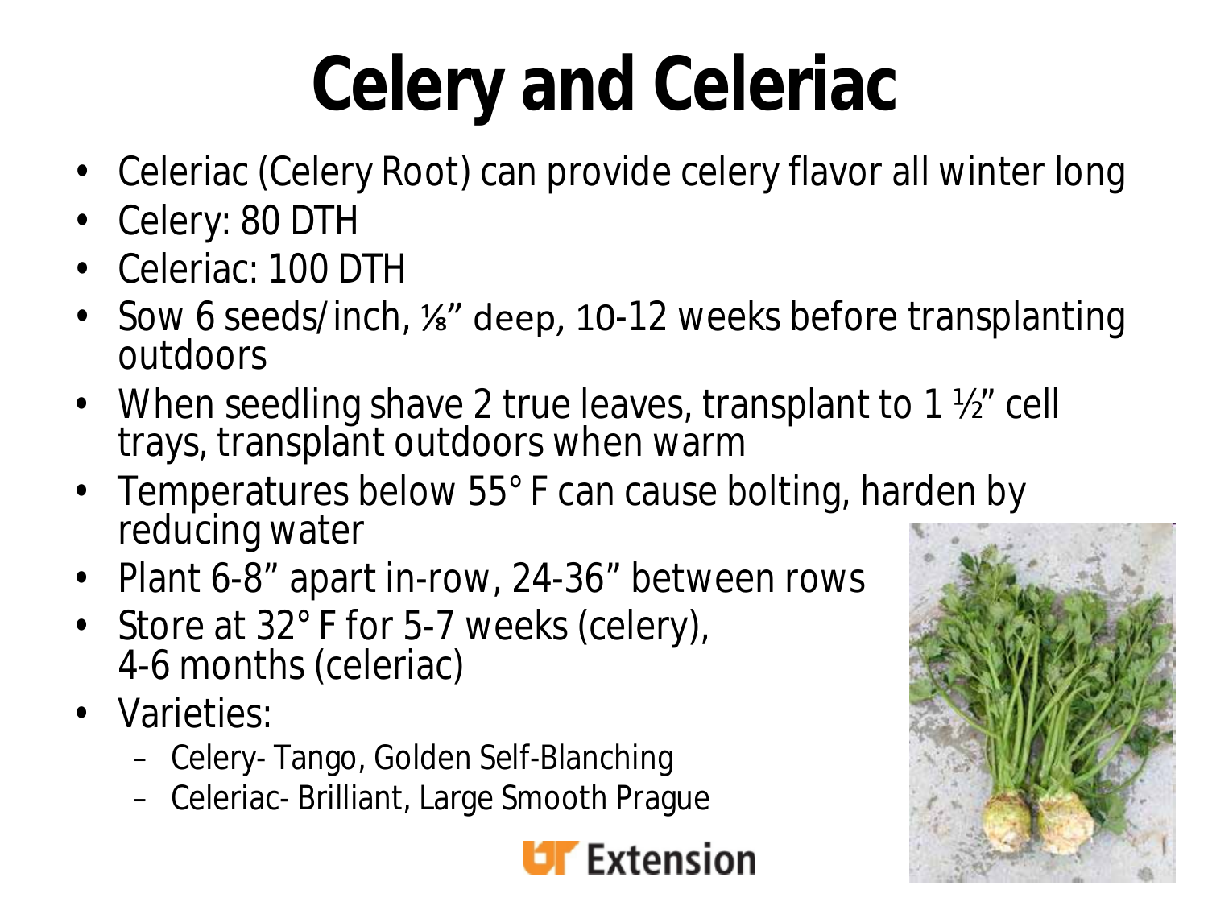# Celery and Celeriac

- Celeriac (Celery Root) can provide celery flavor all winter long
- Celery: 80 DTH
- Celeriac: 100 DTH
- Sow 6 seeds/inch, ⅛" deep, 10-12 weeks before transplanting outdoors
- When seedling shave 2 true leaves, transplant to 1 ½" cell trays, transplant outdoors when warm
- Temperatures below 55° F can cause bolting, harden by reducing water
- Plant 6-8" apart in-row, 24-36" between rows
- Store at 32° F for 5-7 weeks (celery), 4-6 months (celeriac)
- Varieties:
  - Celery- Tango, Golden Self-Blanching
  - Celeriac- Brilliant, Large Smooth Prague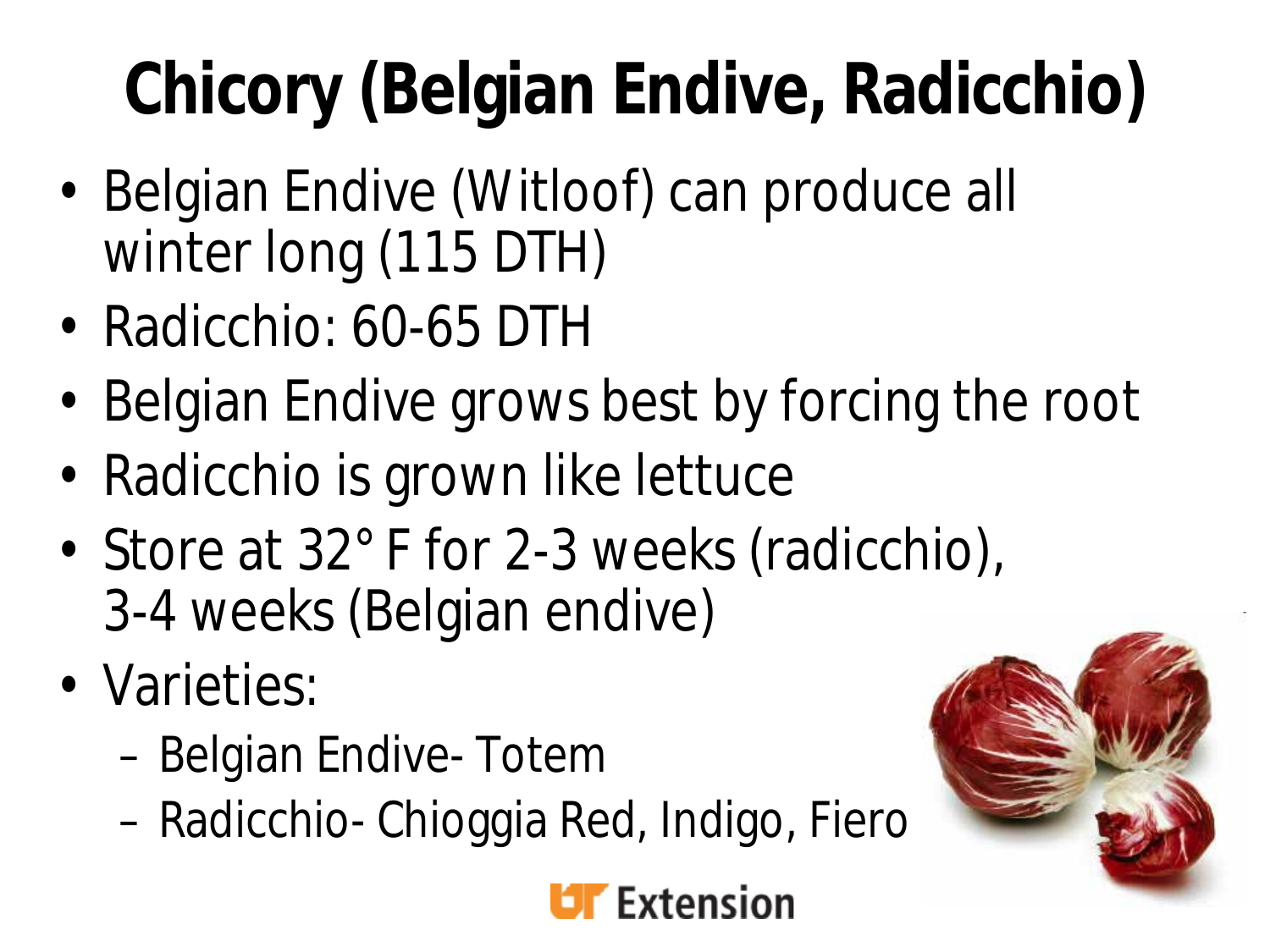# Chicory (Belgian Endive, Radicchio)

- Belgian Endive (Witloof) can produce all winter long (115 DTH)
- Radicchio: 60-65 DTH
- Belgian Endive grows best by forcing the root
- Radicchio is grown like lettuce
- Store at 32° F for 2-3 weeks (radicchio), 3-4 weeks (Belgian endive)
- Varieties:
  - Belgian Endive- Totem
  - Radicchio- Chioggia Red, Indigo, Fiero

UT Extension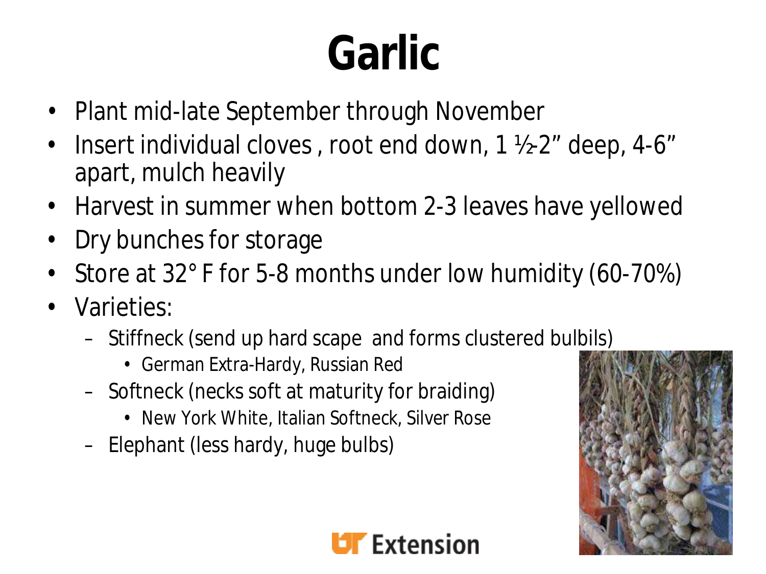# Garlic

- Plant mid-late September through November
- Insert individual cloves , root end down, 1 ½-2" deep, 4-6" apart, mulch heavily
- Harvest in summer when bottom 2-3 leaves have yellowed
- Dry bunches for storage
- Store at 32° F for 5-8 months under low humidity (60-70%)
- Varieties:
  - Stiffneck (send up hard scape and forms clustered bulbils)
    - German Extra-Hardy, Russian Red
  - Softneck (necks soft at maturity for braiding)
    - New York White, Italian Softneck, Silver Rose
  - Elephant (less hardy, huge bulbs)

UT Extension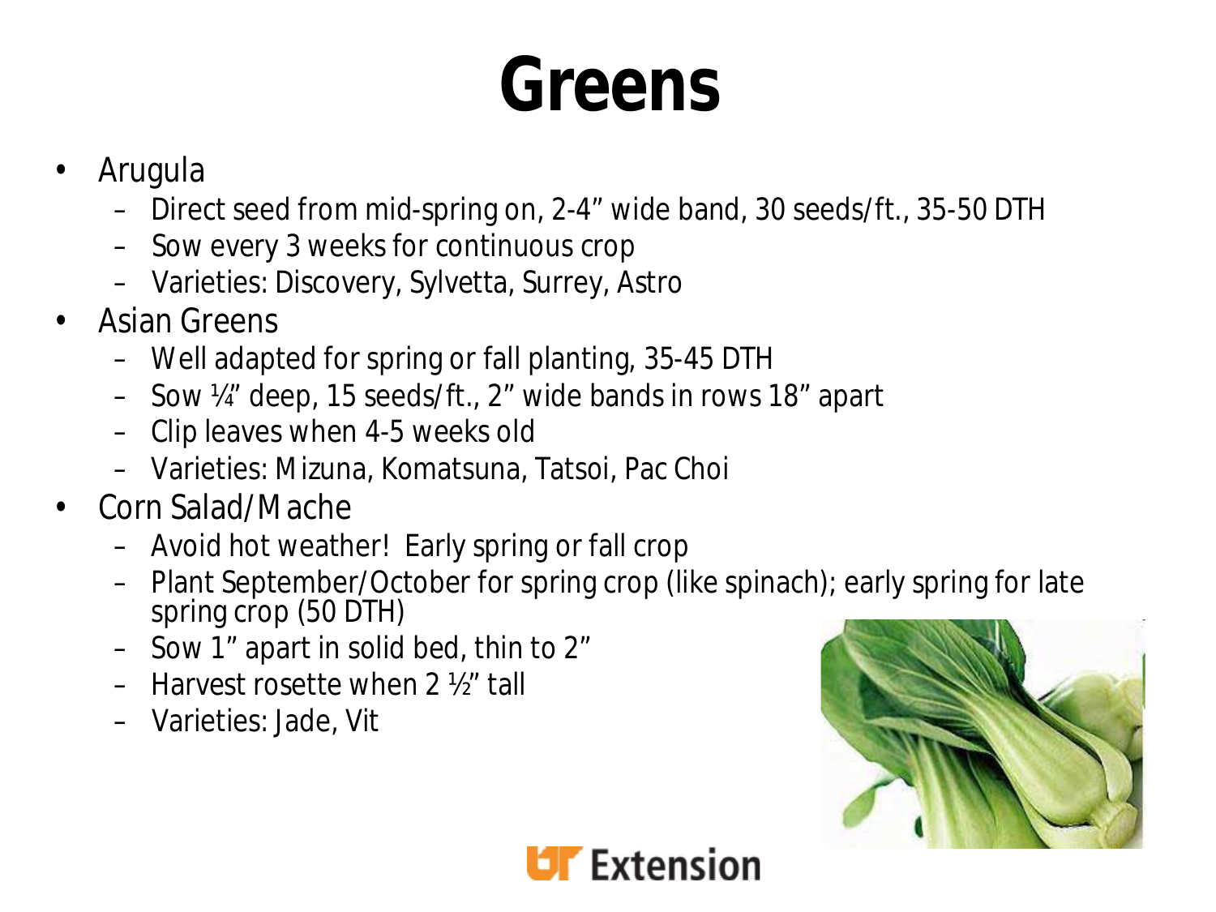# Greens

- Arugula
  - Direct seed from mid-spring on, 2-4" wide band, 30 seeds/ft., 35-50 DTH
  - Sow every 3 weeks for continuous crop
  - Varieties: Discovery, Sylvetta, Surrey, Astro
- Asian Greens
  - Well adapted for spring or fall planting, 35-45 DTH
  - Sow ¼" deep, 15 seeds/ft., 2" wide bands in rows 18" apart
  - Clip leaves when 4-5 weeks old
  - Varieties: Mizuna, Komatsuna, Tatsoi, Pac Choi
- Corn Salad/Mache
  - Avoid hot weather! Early spring or fall crop
  - Plant September/October for spring crop (like spinach); early spring for late spring crop (50 DTH)
  - Sow 1" apart in solid bed, thin to 2"
  - Harvest rosette when 2 ½" tall
  - Varieties: Jade, Vit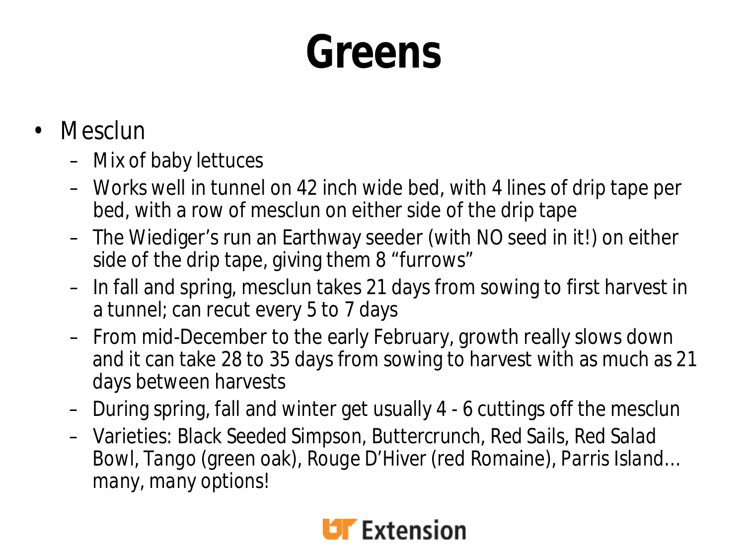# Greens

- Mesclun
  - Mix of baby lettuces
  - Works well in tunnel on 42 inch wide bed, with 4 lines of drip tape per bed, with a row of mesclun on either side of the drip tape
  - The Wiediger's run an Earthway seeder (with NO seed in it!) on either side of the drip tape, giving them 8 "furrows"
  - In fall and spring, mesclun takes 21 days from sowing to first harvest in a tunnel; can recut every 5 to 7 days
  - From mid-December to the early February, growth really slows down and it can take 28 to 35 days from sowing to harvest with as much as 21 days between harvests
  - During spring, fall and winter get usually 4 - 6 cuttings off the mesclun
  - Varieties: Black Seeded Simpson, Buttercrunch, Red Sails, Red Salad Bowl, Tango (green oak), Rouge D'Hiver (red Romaine), Parris Island… many, many options!

UT Extension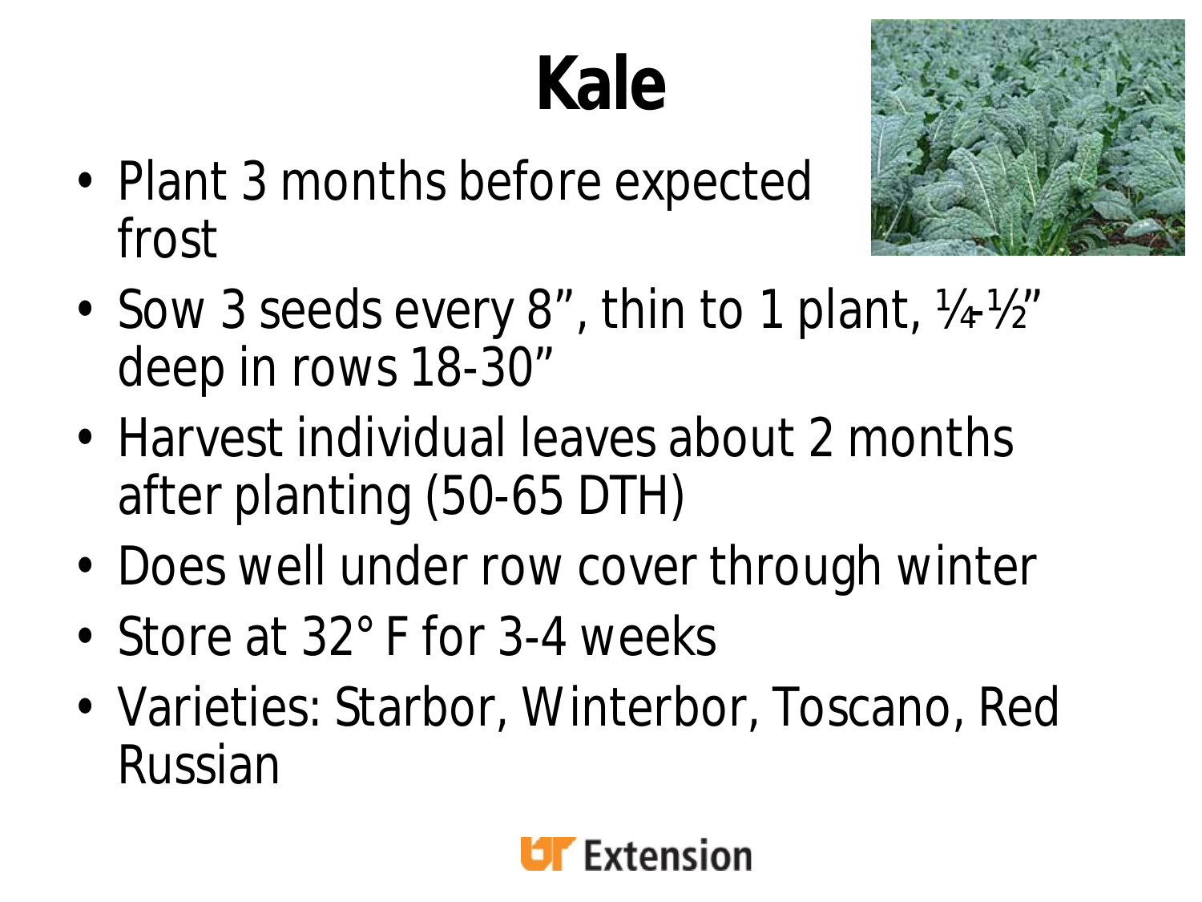# Kale

- Plant 3 months before expected frost
- Sow 3 seeds every 8", thin to 1 plant, ¼-½" deep in rows 18-30"
- Harvest individual leaves about 2 months after planting (50-65 DTH)
- Does well under row cover through winter
- Store at 32° F for 3-4 weeks
- Varieties: Starbor, Winterbor, Toscano, Red Russian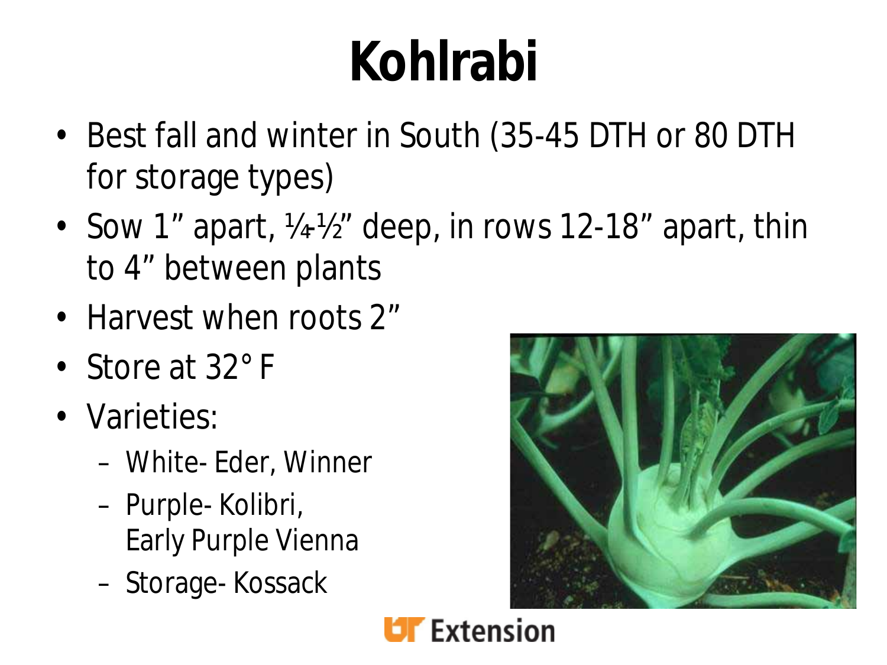# Kohlrabi

- Best fall and winter in South (35-45 DTH or 80 DTH for storage types)
- Sow 1” apart, ¼-½” deep, in rows 12-18” apart, thin to 4” between plants
- Harvest when roots 2”
- Store at 32° F
- Varieties:
  - White- Eder, Winner
  - Purple- Kolibri, Early Purple Vienna
  - Storage- Kossack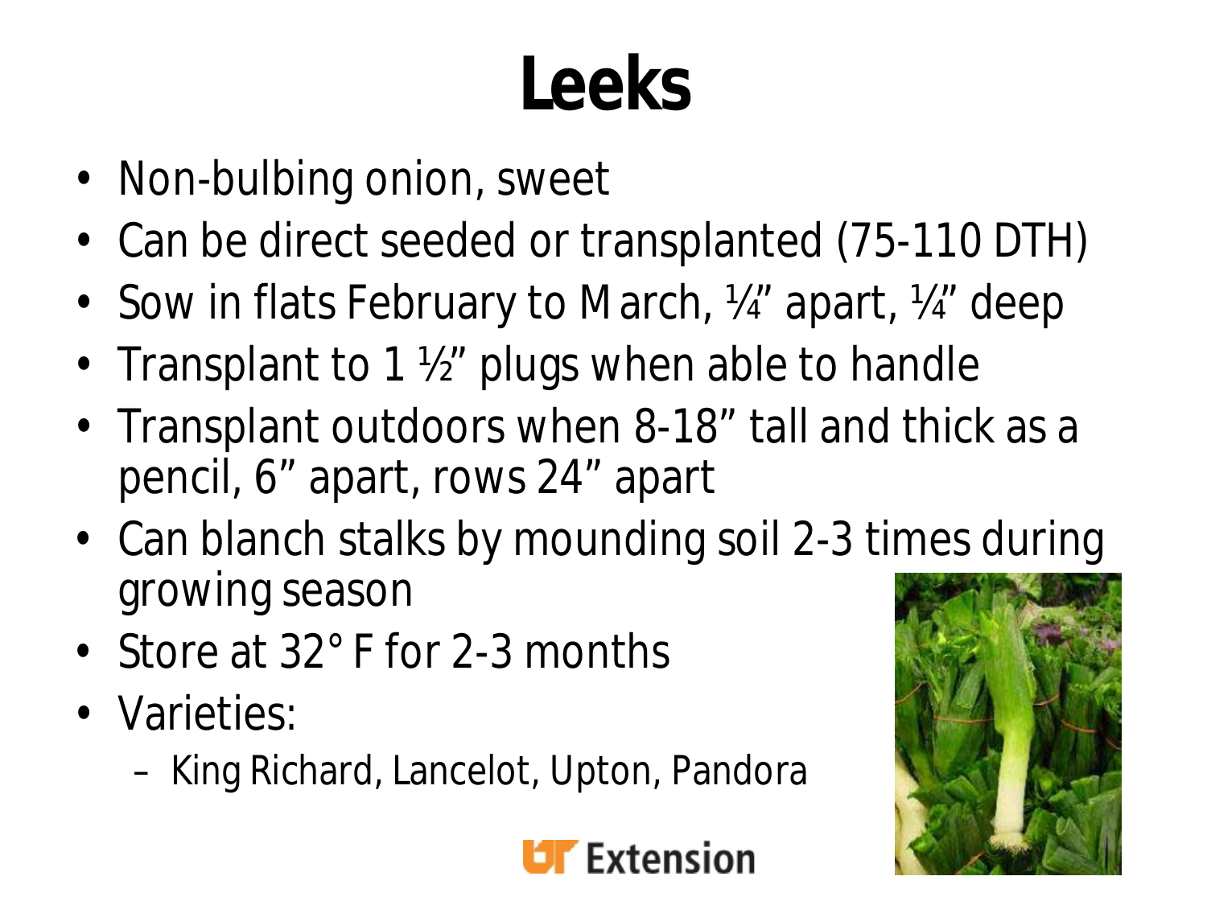# Leeks

- Non-bulbing onion, sweet
- Can be direct seeded or transplanted (75-110 DTH)
- Sow in flats February to March, ¼" apart, ¼" deep
- Transplant to 1 ½" plugs when able to handle
- Transplant outdoors when 8-18" tall and thick as a pencil, 6" apart, rows 24" apart
- Can blanch stalks by mounding soil 2-3 times during growing season
- Store at 32° F for 2-3 months
- Varieties:
  - King Richard, Lancelot, Upton, Pandora

UT Extension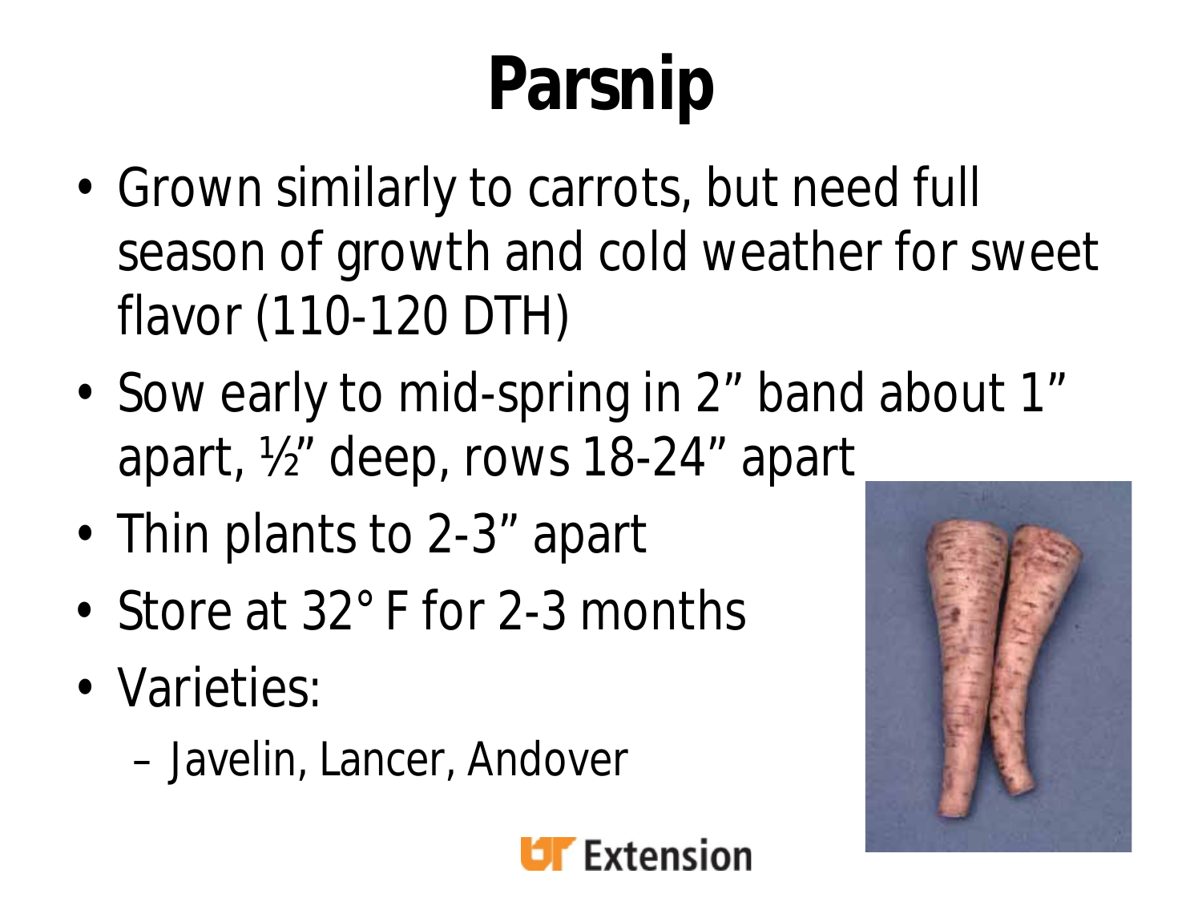# Parsnip

- Grown similarly to carrots, but need full season of growth and cold weather for sweet flavor (110-120 DTH)
- Sow early to mid-spring in 2" band about 1" apart, ½" deep, rows 18-24" apart
- Thin plants to 2-3" apart
- Store at 32° F for 2-3 months
- Varieties:
  - Javelin, Lancer, Andover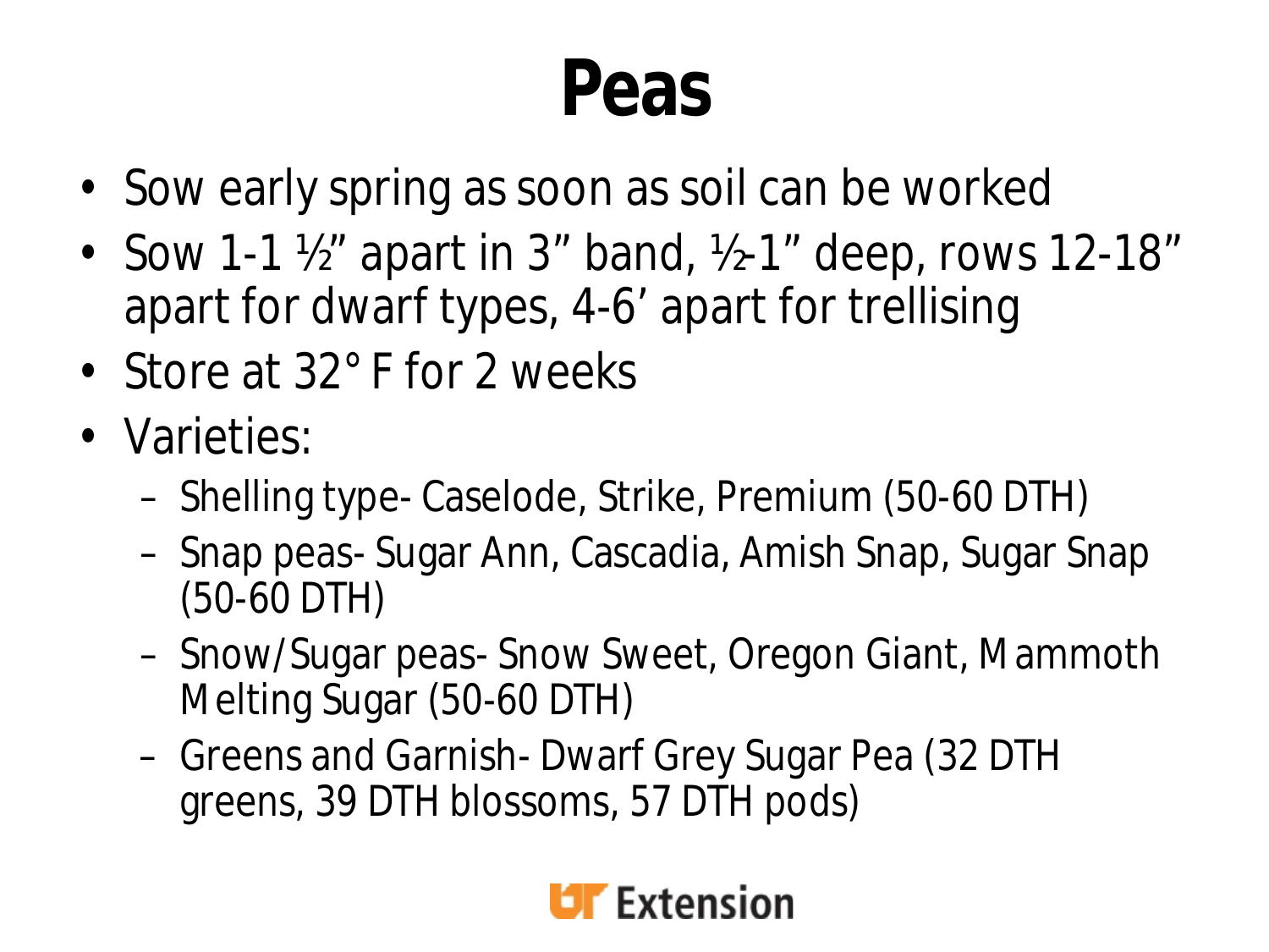# Peas

- Sow early spring as soon as soil can be worked
- Sow 1-1 ½" apart in 3" band, ½-1" deep, rows 12-18" apart for dwarf types, 4-6' apart for trellising
- Store at 32° F for 2 weeks
- Varieties:
  - Shelling type- Caselode, Strike, Premium (50-60 DTH)
  - Snap peas- Sugar Ann, Cascadia, Amish Snap, Sugar Snap (50-60 DTH)
  - Snow/Sugar peas- Snow Sweet, Oregon Giant, Mammoth Melting Sugar (50-60 DTH)
  - Greens and Garnish- Dwarf Grey Sugar Pea (32 DTH greens, 39 DTH blossoms, 57 DTH pods)

UT Extension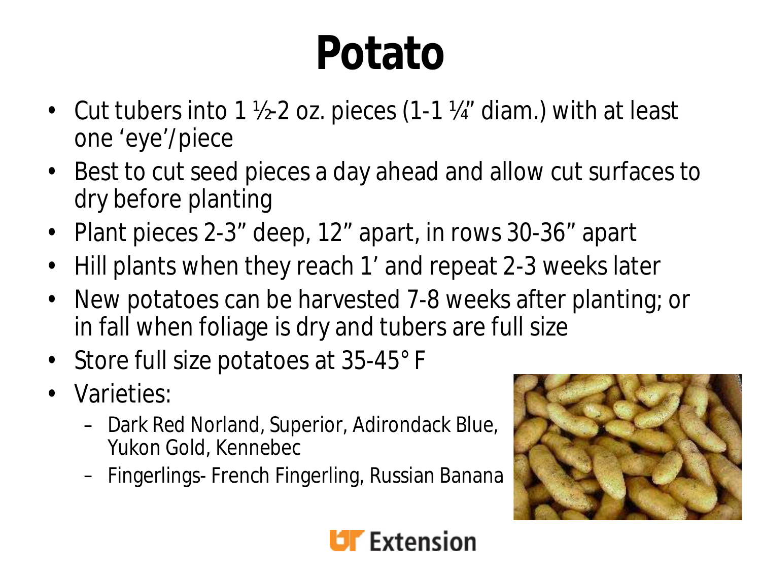# Potato

- Cut tubers into 1 ½-2 oz. pieces (1-1 ¼" diam.) with at least one 'eye'/piece
- Best to cut seed pieces a day ahead and allow cut surfaces to dry before planting
- Plant pieces 2-3" deep, 12" apart, in rows 30-36" apart
- Hill plants when they reach 1' and repeat 2-3 weeks later
- New potatoes can be harvested 7-8 weeks after planting; or in fall when foliage is dry and tubers are full size
- Store full size potatoes at 35-45° F
- Varieties:
  - Dark Red Norland, Superior, Adirondack Blue, Yukon Gold, Kennebec
  - Fingerlings- French Fingerling, Russian Banana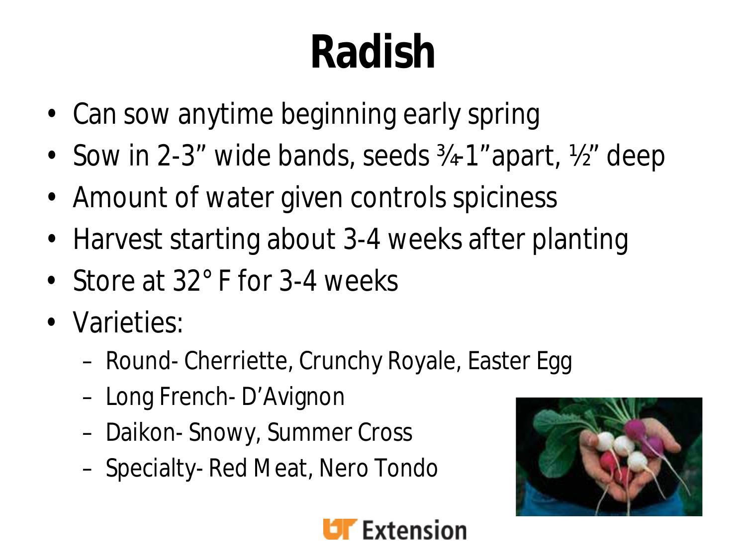# Radish

- Can sow anytime beginning early spring
- Sow in 2-3" wide bands, seeds ¾-1" apart, ½" deep
- Amount of water given controls spiciness
- Harvest starting about 3-4 weeks after planting
- Store at 32° F for 3-4 weeks
- Varieties:
  - Round- Cherriette, Crunchy Royale, Easter Egg
  - Long French- D'Avignon
  - Daikon- Snowy, Summer Cross
  - Specialty- Red Meat, Nero Tondo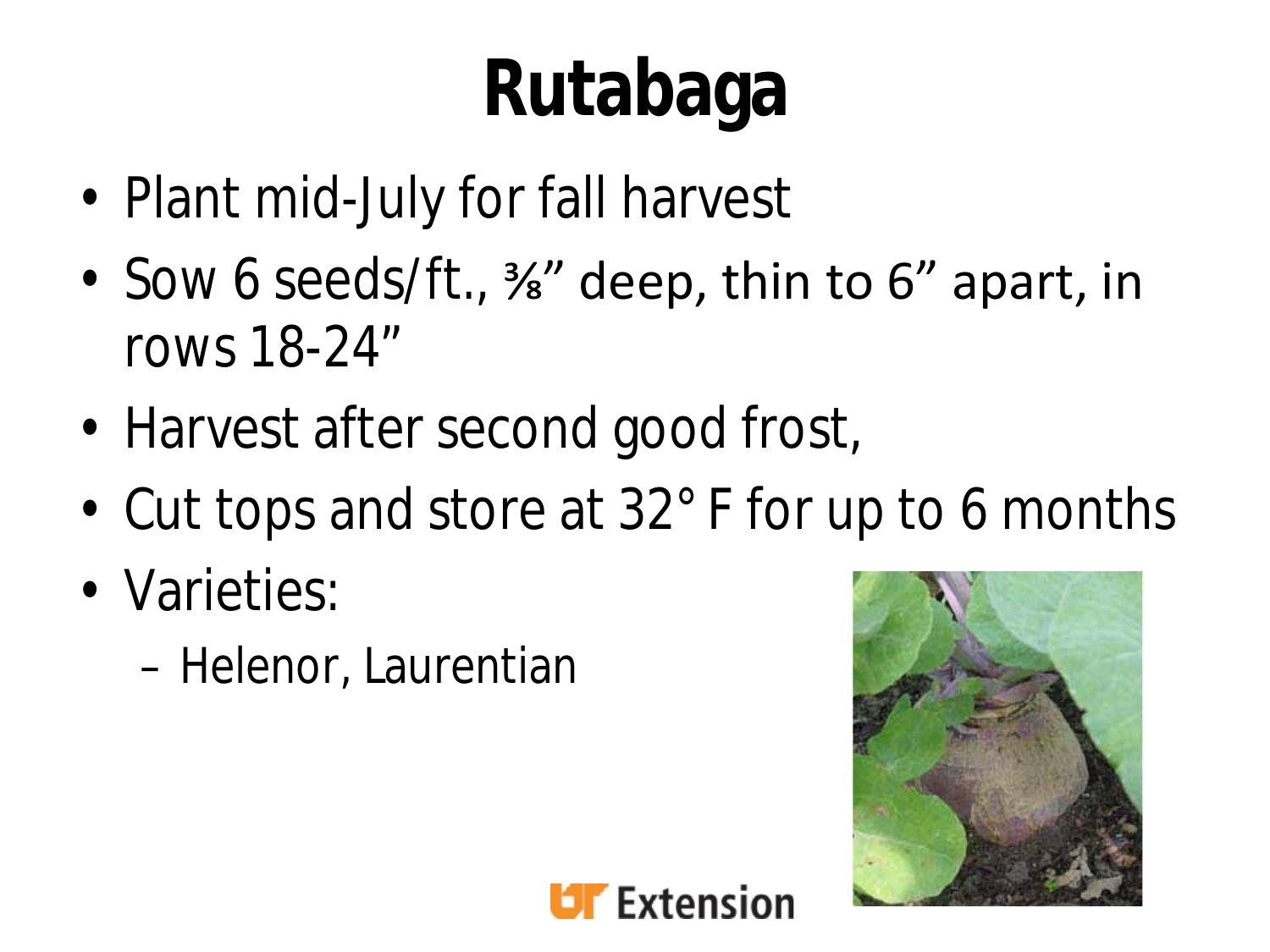# Rutabaga

- Plant mid-July for fall harvest
- Sow 6 seeds/ft., ⅜" deep, thin to 6" apart, in rows 18-24"
- Harvest after second good frost,
- Cut tops and store at 32° F for up to 6 months
- Varieties:
  - Helenor, Laurentian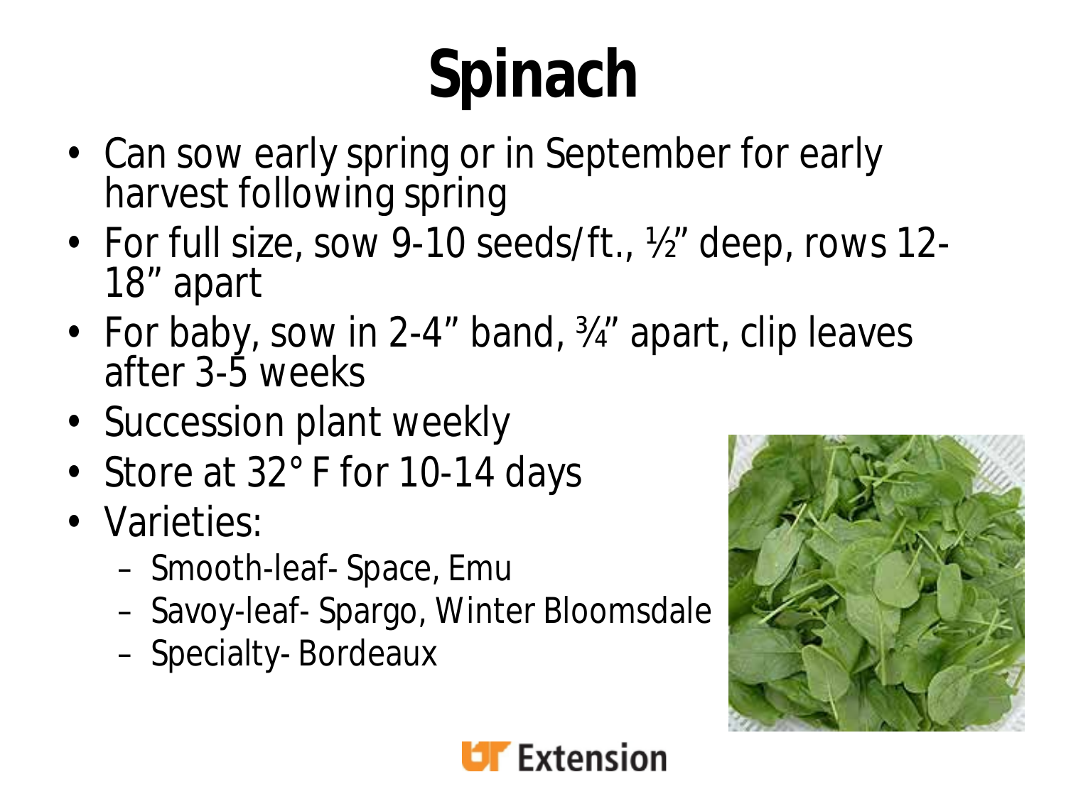# Spinach

- Can sow early spring or in September for early harvest following spring
- For full size, sow 9-10 seeds/ft., ½" deep, rows 12-18" apart
- For baby, sow in 2-4" band, ¾" apart, clip leaves after 3-5 weeks
- Succession plant weekly
- Store at 32° F for 10-14 days
- Varieties:
  - Smooth-leaf- Space, Emu
  - Savoy-leaf- Spargo, Winter Bloomsdale
  - Specialty- Bordeaux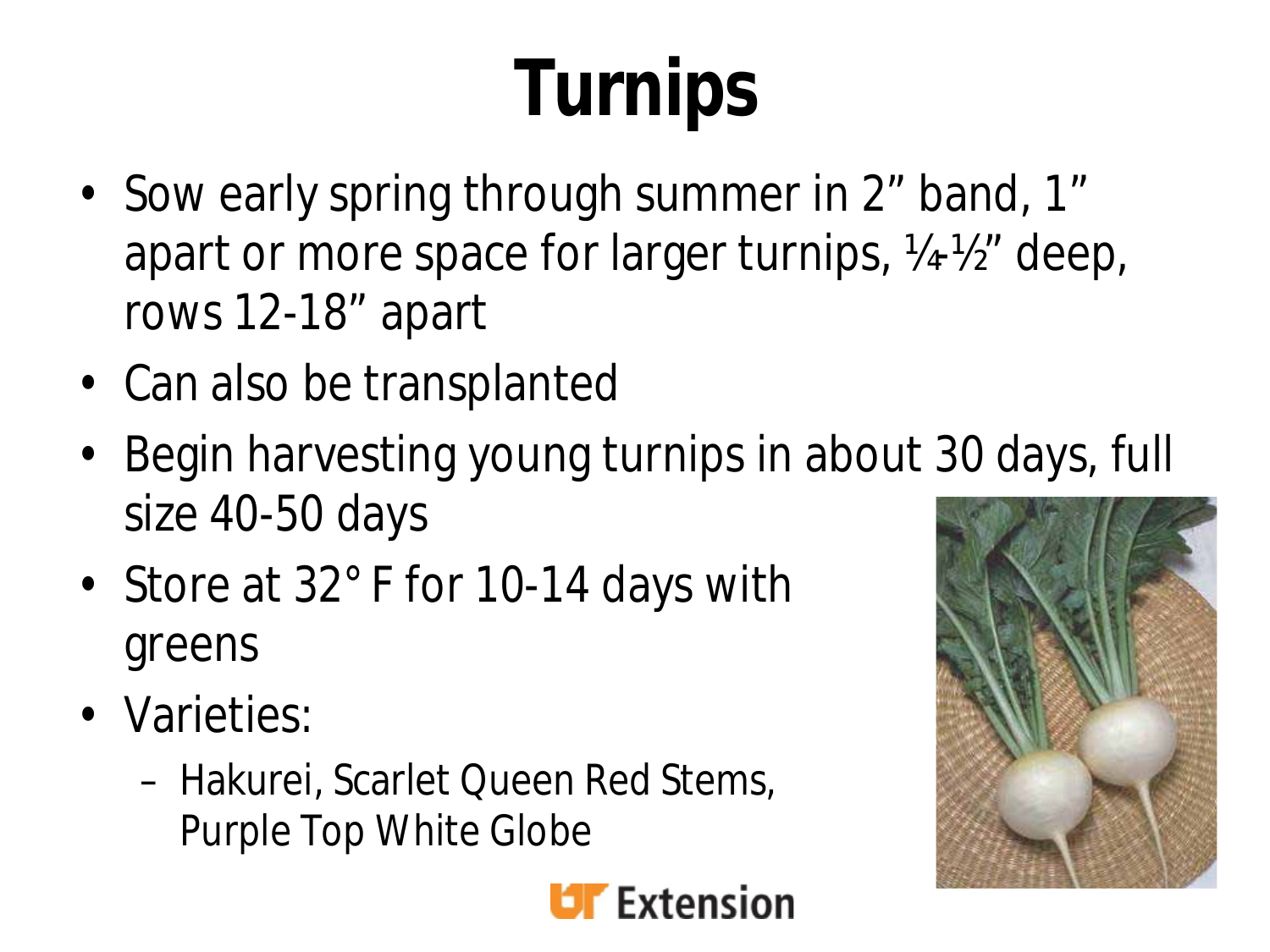# Turnips

- Sow early spring through summer in 2” band, 1” apart or more space for larger turnips, ¼-½” deep, rows 12-18” apart
- Can also be transplanted
- Begin harvesting young turnips in about 30 days, full size 40-50 days
- Store at 32° F for 10-14 days with greens
- Varieties:
  - Hakurei, Scarlet Queen Red Stems, Purple Top White Globe

UT Extension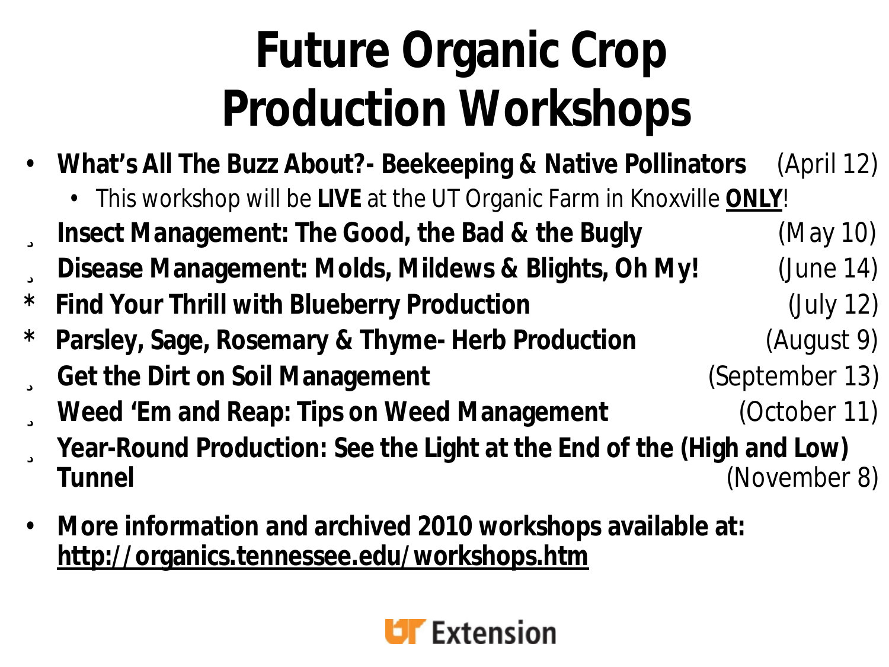# Future Organic Crop Production Workshops

- **What's All The Buzz About?- Beekeeping & Native Pollinators** (April 12)
  - This workshop will be **LIVE** at the UT Organic Farm in Knoxville **ONLY**!
- **Insect Management: The Good, the Bad & the Bugly** (May 10)
- **Disease Management: Molds, Mildews & Blights, Oh My!** (June 14)
- **Find Your Thrill with Blueberry Production** (July 12)
- **Parsley, Sage, Rosemary & Thyme- Herb Production** (August 9)
- **Get the Dirt on Soil Management** (September 13)
- **Weed 'Em and Reap: Tips on Weed Management** (October 11)
- **Year-Round Production: See the Light at the End of the (High and Low) Tunnel** (November 8)

- **More information and archived 2010 workshops available at: http://organics.tennessee.edu/workshops.htm**

UT Extension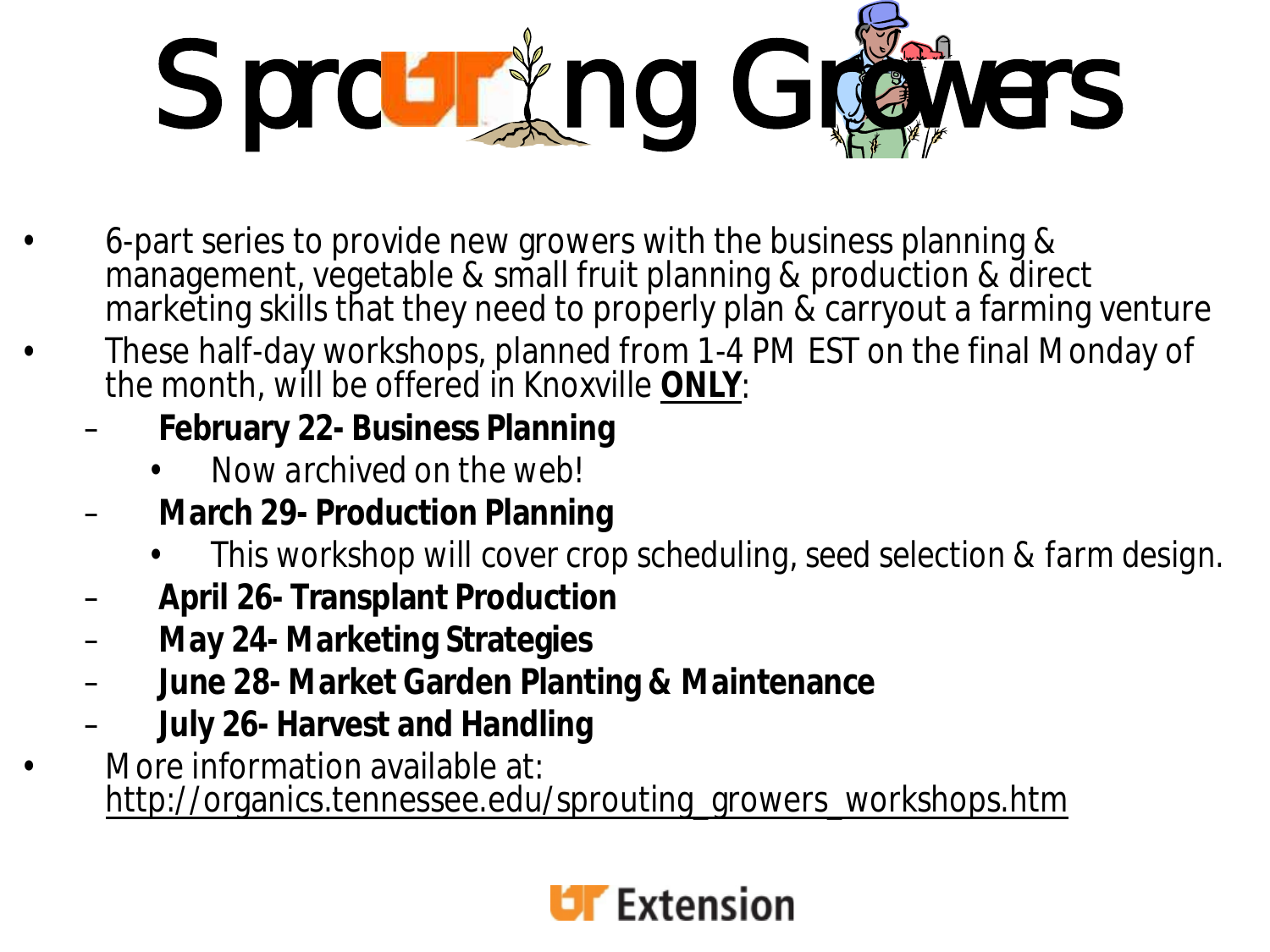# Sprouting Growers

- 6-part series to provide new growers with the business planning & management, vegetable & small fruit planning & production & direct marketing skills that they need to properly plan & carryout a farming venture
- These half-day workshops, planned from 1-4 PM EST on the final Monday of the month, will be offered in Knoxville **ONLY**:
  - **February 22- Business Planning**
    - Now archived on the web!
  - **March 29- Production Planning**
    - This workshop will cover crop scheduling, seed selection & farm design.
  - **April 26- Transplant Production**
  - **May 24- Marketing Strategies**
  - **June 28- Market Garden Planting & Maintenance**
  - **July 26- Harvest and Handling**
- More information available at: http://organics.tennessee.edu/sprouting_growers_workshops.htm

UT Extension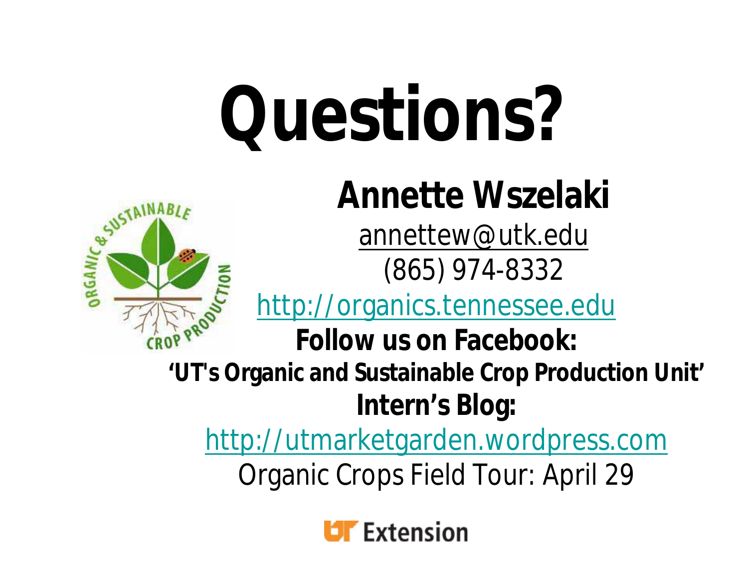# Questions?

## Annette Wszelaki

annettew@utk.edu

(865) 974-8332

http://organics.tennessee.edu

**Follow us on Facebook:**

**'UT's Organic and Sustainable Crop Production Unit'**

**Intern's Blog:**

http://utmarketgarden.wordpress.com

Organic Crops Field Tour: April 29

UT Extension